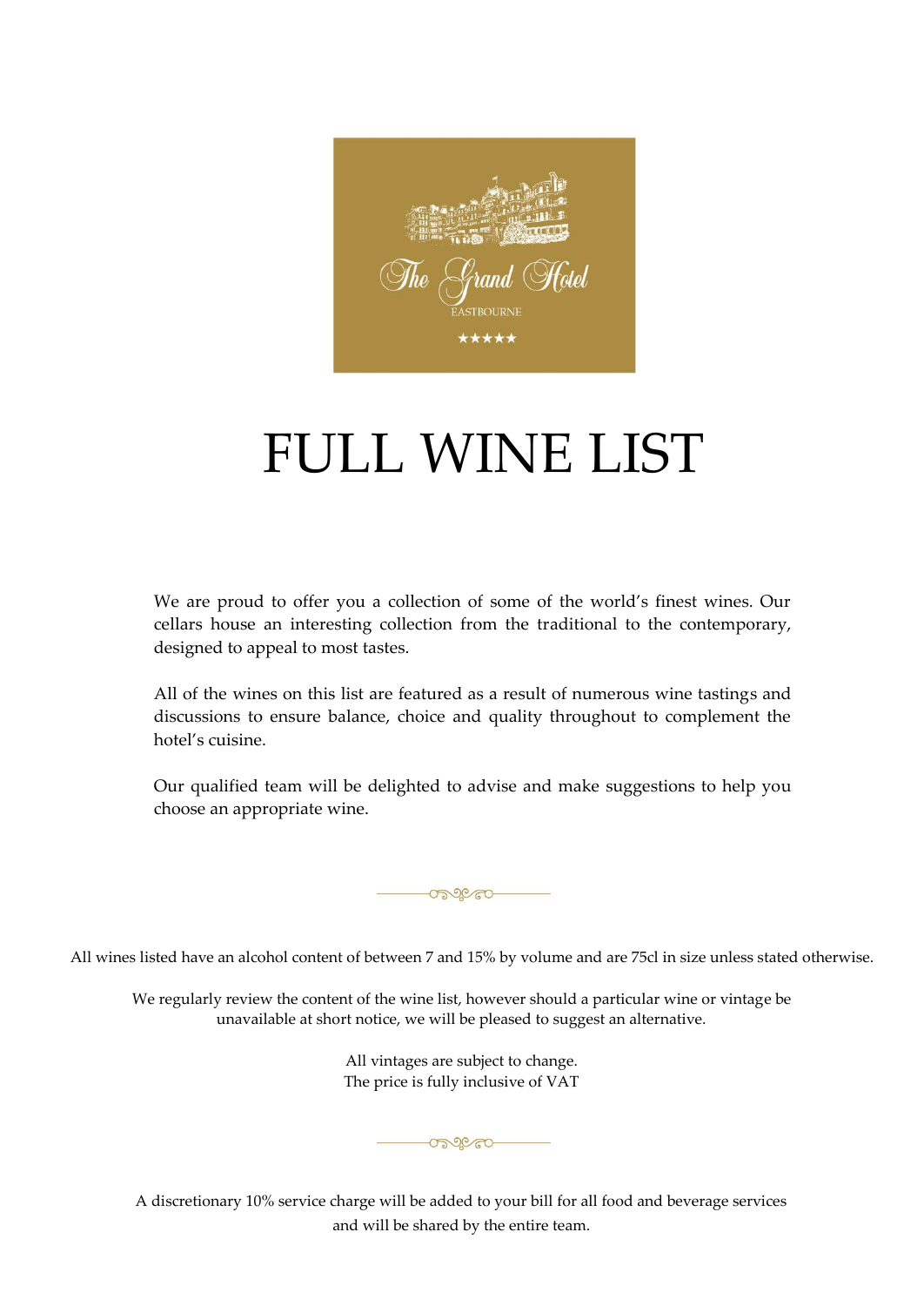The Grand Hotel

EASTBOURNE

★★★★★

# FULL WINE LIST

We are proud to offer you a collection of some of the world's finest wines. Our cellars house an interesting collection from the traditional to the contemporary, designed to appeal to most tastes.

All of the wines on this list are featured as a result of numerous wine tastings and discussions to ensure balance, choice and quality throughout to complement the hotel's cuisine.

Our qualified team will be delighted to advise and make suggestions to help you choose an appropriate wine.

All wines listed have an alcohol content of between 7 and 15% by volume and are 75cl in size unless stated otherwise.

We regularly review the content of the wine list, however should a particular wine or vintage be unavailable at short notice, we will be pleased to suggest an alternative.

All vintages are subject to change.
The price is fully inclusive of VAT

A discretionary 10% service charge will be added to your bill for all food and beverage services and will be shared by the entire team.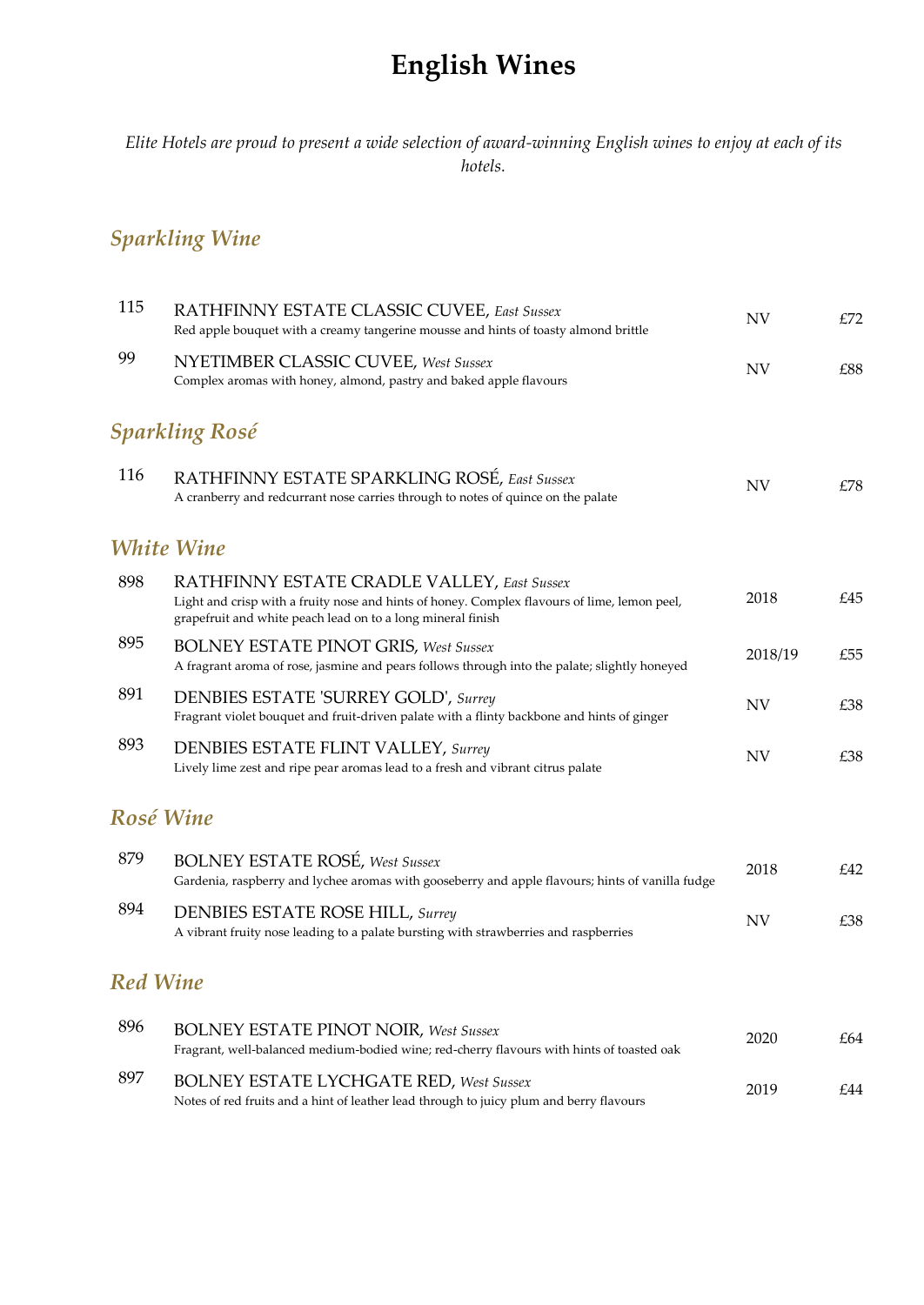# English Wines

*Elite Hotels are proud to present a wide selection of award-winning English wines to enjoy at each of its hotels.*

## *Sparkling Wine*

| | | | |
|---|---|---|---|
| 115 | RATHFINNY ESTATE CLASSIC CUVEE, *East Sussex*<br>Red apple bouquet with a creamy tangerine mousse and hints of toasty almond brittle | NV | £72 |
| 99 | NYETIMBER CLASSIC CUVEE, *West Sussex*<br>Complex aromas with honey, almond, pastry and baked apple flavours | NV | £88 |

## *Sparkling Rosé*

| | | | |
|---|---|---|---|
| 116 | RATHFINNY ESTATE SPARKLING ROSÉ, *East Sussex*<br>A cranberry and redcurrant nose carries through to notes of quince on the palate | NV | £78 |

## *White Wine*

| | | | |
|---|---|---|---|
| 898 | RATHFINNY ESTATE CRADLE VALLEY, *East Sussex*<br>Light and crisp with a fruity nose and hints of honey. Complex flavours of lime, lemon peel, grapefruit and white peach lead on to a long mineral finish | 2018 | £45 |
| 895 | BOLNEY ESTATE PINOT GRIS, *West Sussex*<br>A fragrant aroma of rose, jasmine and pears follows through into the palate; slightly honeyed | 2018/19 | £55 |
| 891 | DENBIES ESTATE 'SURREY GOLD', *Surrey*<br>Fragrant violet bouquet and fruit-driven palate with a flinty backbone and hints of ginger | NV | £38 |
| 893 | DENBIES ESTATE FLINT VALLEY, *Surrey*<br>Lively lime zest and ripe pear aromas lead to a fresh and vibrant citrus palate | NV | £38 |

## *Rosé Wine*

| | | | |
|---|---|---|---|
| 879 | BOLNEY ESTATE ROSÉ, *West Sussex*<br>Gardenia, raspberry and lychee aromas with gooseberry and apple flavours; hints of vanilla fudge | 2018 | £42 |
| 894 | DENBIES ESTATE ROSE HILL, *Surrey*<br>A vibrant fruity nose leading to a palate bursting with strawberries and raspberries | NV | £38 |

## *Red Wine*

| | | | |
|---|---|---|---|
| 896 | BOLNEY ESTATE PINOT NOIR, *West Sussex*<br>Fragrant, well-balanced medium-bodied wine; red-cherry flavours with hints of toasted oak | 2020 | £64 |
| 897 | BOLNEY ESTATE LYCHGATE RED, *West Sussex*<br>Notes of red fruits and a hint of leather lead through to juicy plum and berry flavours | 2019 | £44 |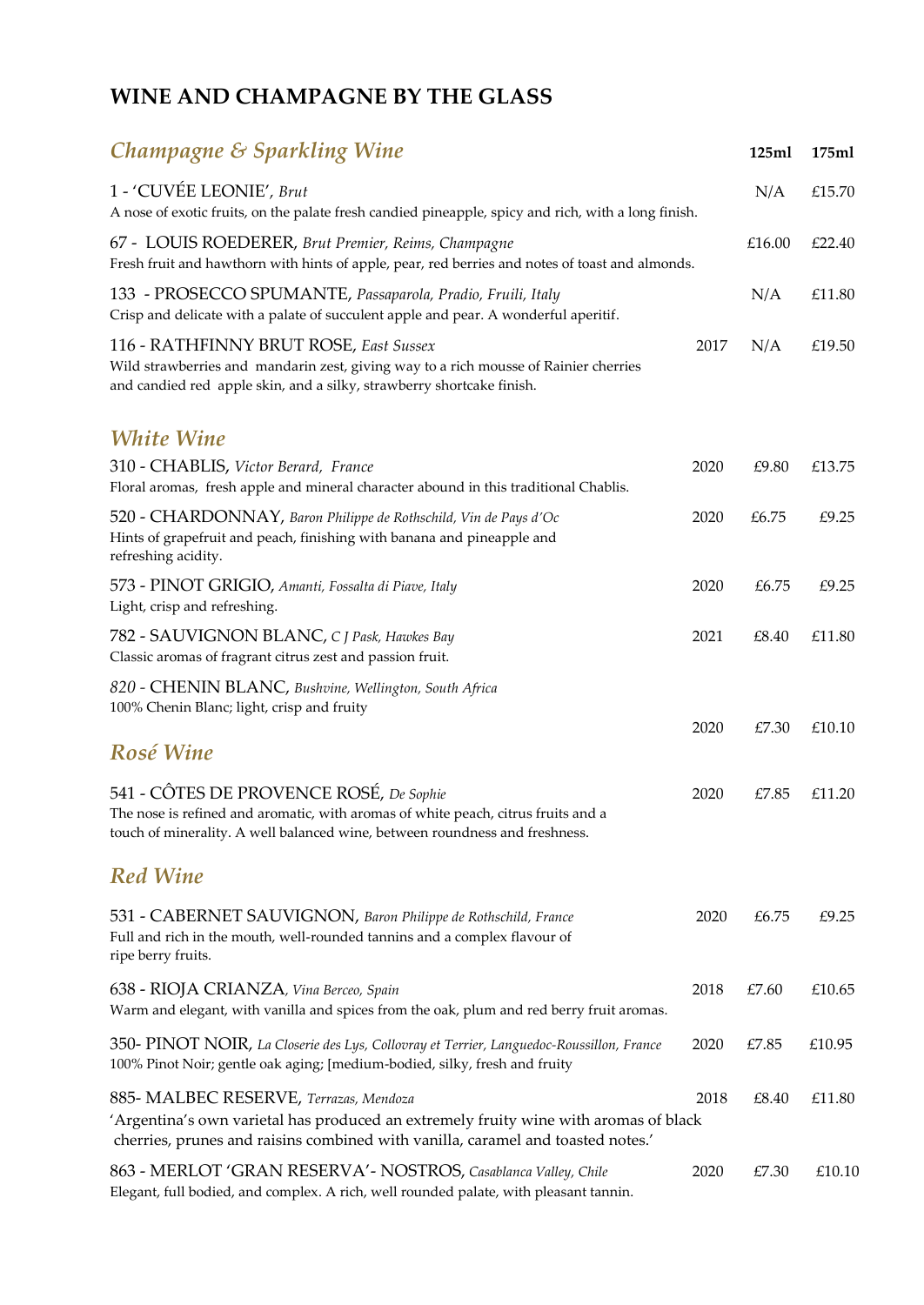# WINE AND CHAMPAGNE BY THE GLASS

| *Champagne & Sparkling Wine* | | 125ml | 175ml |
|---|---|---|---|
| 1 - 'CUVÉE LEONIE', *Brut*<br>A nose of exotic fruits, on the palate fresh candied pineapple, spicy and rich, with a long finish. | | N/A | £15.70 |
| 67 - LOUIS ROEDERER, *Brut Premier, Reims, Champagne*<br>Fresh fruit and hawthorn with hints of apple, pear, red berries and notes of toast and almonds. | | £16.00 | £22.40 |
| 133 - PROSECCO SPUMANTE, *Passaparola, Pradio, Fruili, Italy*<br>Crisp and delicate with a palate of succulent apple and pear. A wonderful aperitif. | | N/A | £11.80 |
| 116 - RATHFINNY BRUT ROSE, *East Sussex*<br>Wild strawberries and mandarin zest, giving way to a rich mousse of Rainier cherries and candied red apple skin, and a silky, strawberry shortcake finish. | 2017 | N/A | £19.50 |

## *White Wine*

| | | | |
|---|---|---|---|
| 310 - CHABLIS, *Victor Berard, France*<br>Floral aromas, fresh apple and mineral character abound in this traditional Chablis. | 2020 | £9.80 | £13.75 |
| 520 - CHARDONNAY, *Baron Philippe de Rothschild, Vin de Pays d'Oc*<br>Hints of grapefruit and peach, finishing with banana and pineapple and refreshing acidity. | 2020 | £6.75 | £9.25 |
| 573 - PINOT GRIGIO, *Amanti, Fossalta di Piave, Italy*<br>Light, crisp and refreshing. | 2020 | £6.75 | £9.25 |
| 782 - SAUVIGNON BLANC, *C J Pask, Hawkes Bay*<br>Classic aromas of fragrant citrus zest and passion fruit. | 2021 | £8.40 | £11.80 |
| *820* - CHENIN BLANC, *Bushvine, Wellington, South Africa*<br>100% Chenin Blanc; light, crisp and fruity | 2020 | £7.30 | £10.10 |

## *Rosé Wine*

| | | | |
|---|---|---|---|
| 541 - CÔTES DE PROVENCE ROSÉ, *De Sophie*<br>The nose is refined and aromatic, with aromas of white peach, citrus fruits and a touch of minerality. A well balanced wine, between roundness and freshness. | 2020 | £7.85 | £11.20 |

## *Red Wine*

| | | | |
|---|---|---|---|
| 531 - CABERNET SAUVIGNON, *Baron Philippe de Rothschild, France*<br>Full and rich in the mouth, well-rounded tannins and a complex flavour of ripe berry fruits. | 2020 | £6.75 | £9.25 |
| 638 - RIOJA CRIANZA, *Vina Berceo, Spain*<br>Warm and elegant, with vanilla and spices from the oak, plum and red berry fruit aromas. | 2018 | £7.60 | £10.65 |
| 350- PINOT NOIR, *La Closerie des Lys, Collovray et Terrier, Languedoc-Roussillon, France*<br>100% Pinot Noir; gentle oak aging; [medium-bodied, silky, fresh and fruity | 2020 | £7.85 | £10.95 |
| 885- MALBEC RESERVE, *Terrazas, Mendoza*<br>'Argentina's own varietal has produced an extremely fruity wine with aromas of black cherries, prunes and raisins combined with vanilla, caramel and toasted notes.' | 2018 | £8.40 | £11.80 |
| 863 - MERLOT 'GRAN RESERVA'- NOSTROS, *Casablanca Valley, Chile*<br>Elegant, full bodied, and complex. A rich, well rounded palate, with pleasant tannin. | 2020 | £7.30 | £10.10 |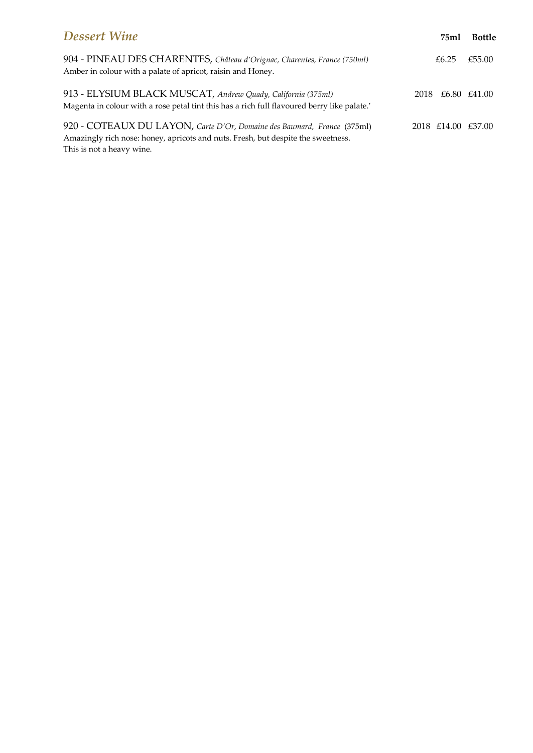## *Dessert Wine*

| | | 75ml | Bottle |
|---|---|---|---|
| 904 - PINEAU DES CHARENTES, *Château d'Orignac, Charentes, France (750ml)*<br>Amber in colour with a palate of apricot, raisin and Honey. | | £6.25 | £55.00 |
| 913 - ELYSIUM BLACK MUSCAT, *Andrew Quady, California (375ml)*<br>Magenta in colour with a rose petal tint this has a rich full flavoured berry like palate.' | 2018 | £6.80 | £41.00 |
| 920 - COTEAUX DU LAYON, *Carte D'Or, Domaine des Baumard, France* (375ml)<br>Amazingly rich nose: honey, apricots and nuts. Fresh, but despite the sweetness. This is not a heavy wine. | 2018 | £14.00 | £37.00 |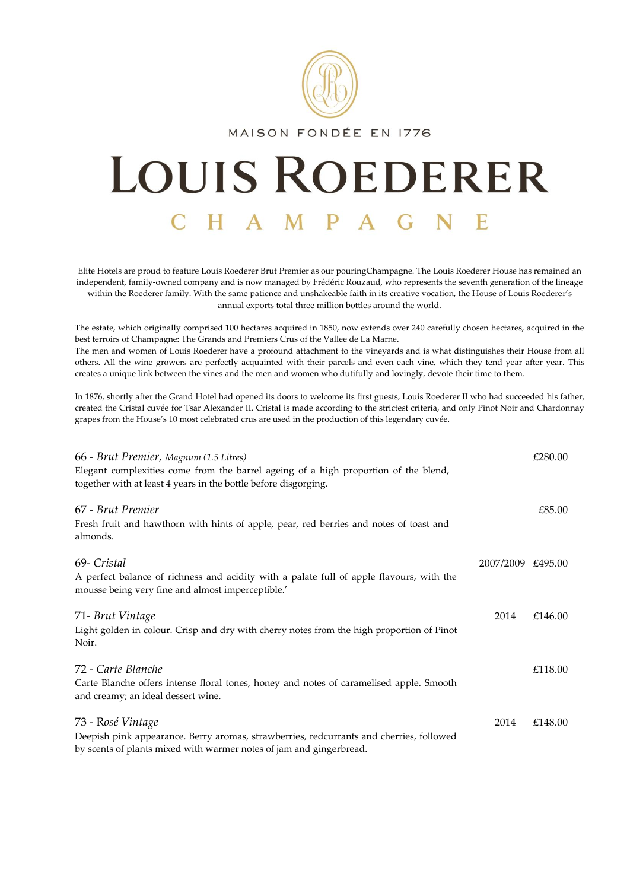MAISON FONDÉE EN 1776

# LOUIS ROEDERER

## CHAMPAGNE

Elite Hotels are proud to feature Louis Roederer Brut Premier as our pouringChampagne. The Louis Roederer House has remained an independent, family-owned company and is now managed by Frédéric Rouzaud, who represents the seventh generation of the lineage within the Roederer family. With the same patience and unshakeable faith in its creative vocation, the House of Louis Roederer's annual exports total three million bottles around the world.

The estate, which originally comprised 100 hectares acquired in 1850, now extends over 240 carefully chosen hectares, acquired in the best terroirs of Champagne: The Grands and Premiers Crus of the Vallee de La Marne.
The men and women of Louis Roederer have a profound attachment to the vineyards and is what distinguishes their House from all others. All the wine growers are perfectly acquainted with their parcels and even each vine, which they tend year after year. This creates a unique link between the vines and the men and women who dutifully and lovingly, devote their time to them.

In 1876, shortly after the Grand Hotel had opened its doors to welcome its first guests, Louis Roederer II who had succeeded his father, created the Cristal cuvée for Tsar Alexander II. Cristal is made according to the strictest criteria, and only Pinot Noir and Chardonnay grapes from the House's 10 most celebrated crus are used in the production of this legendary cuvée.

| | | |
|---|---|---|
| 66 - *Brut Premier, Magnum (1.5 Litres)*<br>Elegant complexities come from the barrel ageing of a high proportion of the blend, together with at least 4 years in the bottle before disgorging. | | £280.00 |
| 67 - *Brut Premier*<br>Fresh fruit and hawthorn with hints of apple, pear, red berries and notes of toast and almonds. | | £85.00 |
| 69- *Cristal*<br>A perfect balance of richness and acidity with a palate full of apple flavours, with the mousse being very fine and almost imperceptible.' | 2007/2009 | £495.00 |
| 71- *Brut Vintage*<br>Light golden in colour. Crisp and dry with cherry notes from the high proportion of Pinot Noir. | 2014 | £146.00 |
| 72 - *Carte Blanche*<br>Carte Blanche offers intense floral tones, honey and notes of caramelised apple. Smooth and creamy; an ideal dessert wine. | | £118.00 |
| 73 - *Rosé Vintage*<br>Deepish pink appearance. Berry aromas, strawberries, redcurrants and cherries, followed by scents of plants mixed with warmer notes of jam and gingerbread. | 2014 | £148.00 |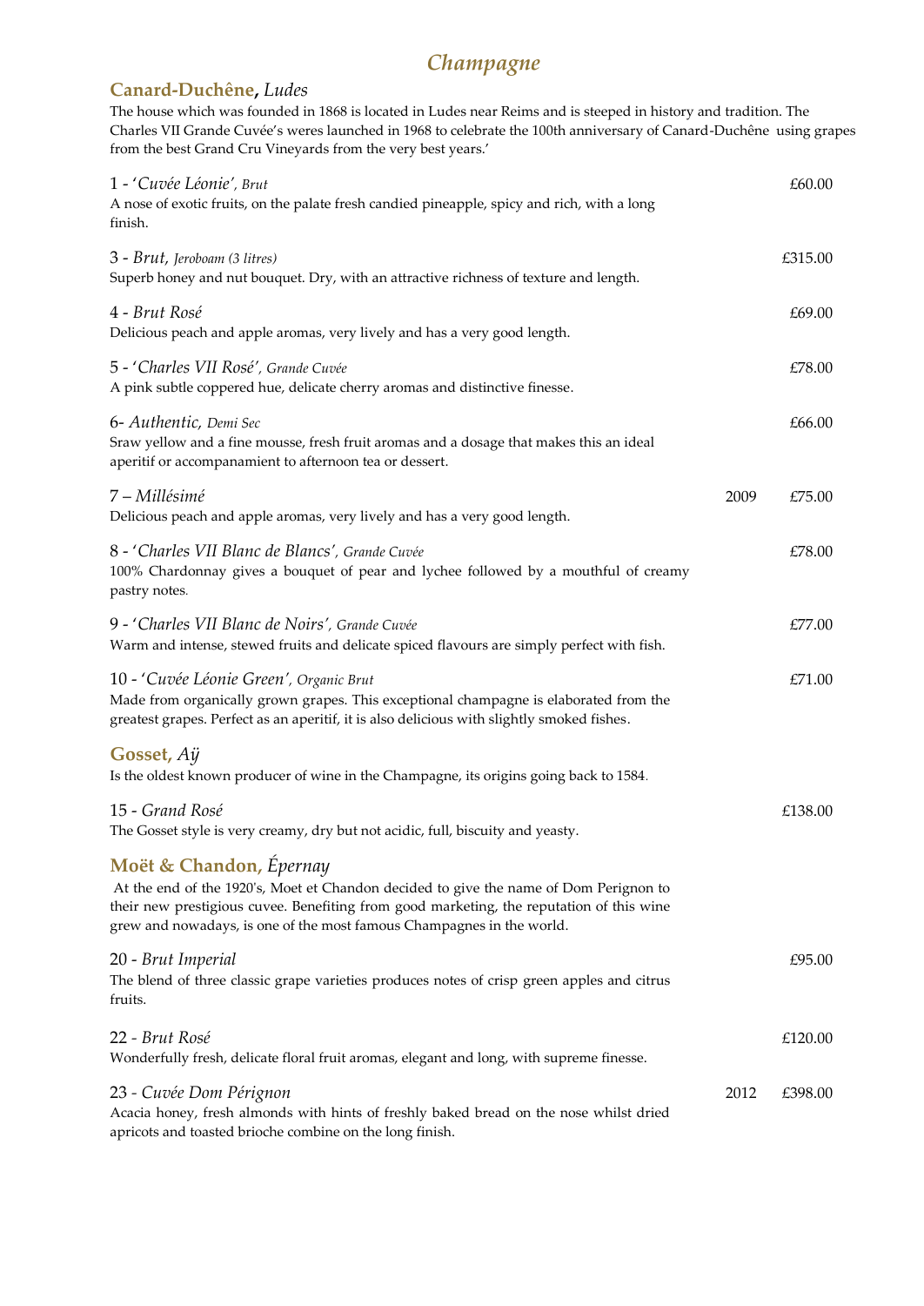# *Champagne*

## **Canard-Duchêne**, *Ludes*

The house which was founded in 1868 is located in Ludes near Reims and is steeped in history and tradition. The Charles VII Grande Cuvée's weres launched in 1968 to celebrate the 100th anniversary of Canard-Duchêne using grapes from the best Grand Cru Vineyards from the very best years.'

| | | |
|---|---|---|
| 1 - '*Cuvée Léonie*', *Brut*<br>A nose of exotic fruits, on the palate fresh candied pineapple, spicy and rich, with a long finish. | | £60.00 |
| 3 - *Brut*, *Jeroboam (3 litres)*<br>Superb honey and nut bouquet. Dry, with an attractive richness of texture and length. | | £315.00 |
| 4 - *Brut Rosé*<br>Delicious peach and apple aromas, very lively and has a very good length. | | £69.00 |
| 5 - '*Charles VII Rosé*', *Grande Cuvée*<br>A pink subtle coppered hue, delicate cherry aromas and distinctive finesse. | | £78.00 |
| 6- *Authentic*, *Demi Sec*<br>Sraw yellow and a fine mousse, fresh fruit aromas and a dosage that makes this an ideal aperitif or accompanament to afternoon tea or dessert. | | £66.00 |
| 7 – *Millésimé*<br>Delicious peach and apple aromas, very lively and has a very good length. | 2009 | £75.00 |
| 8 - '*Charles VII Blanc de Blancs*', *Grande Cuvée*<br>100% Chardonnay gives a bouquet of pear and lychee followed by a mouthful of creamy pastry notes. | | £78.00 |
| 9 - '*Charles VII Blanc de Noirs*', *Grande Cuvée*<br>Warm and intense, stewed fruits and delicate spiced flavours are simply perfect with fish. | | £77.00 |
| 10 - '*Cuvée Léonie Green*', *Organic Brut*<br>Made from organically grown grapes. This exceptional champagne is elaborated from the greatest grapes. Perfect as an aperitif, it is also delicious with slightly smoked fishes. | | £71.00 |

## **Gosset**, *Aÿ*

Is the oldest known producer of wine in the Champagne, its origins going back to 1584.

| | | |
|---|---|---|
| 15 - *Grand Rosé*<br>The Gosset style is very creamy, dry but not acidic, full, biscuity and yeasty. | | £138.00 |

## **Moët & Chandon**, *Épernay*

At the end of the 1920's, Moet et Chandon decided to give the name of Dom Perignon to their new prestigious cuvee. Benefiting from good marketing, the reputation of this wine grew and nowadays, is one of the most famous Champagnes in the world.

| | | |
|---|---|---|
| 20 - *Brut Imperial*<br>The blend of three classic grape varieties produces notes of crisp green apples and citrus fruits. | | £95.00 |
| 22 - *Brut Rosé*<br>Wonderfully fresh, delicate floral fruit aromas, elegant and long, with supreme finesse. | | £120.00 |
| 23 - *Cuvée Dom Pérignon*<br>Acacia honey, fresh almonds with hints of freshly baked bread on the nose whilst dried apricots and toasted brioche combine on the long finish. | 2012 | £398.00 |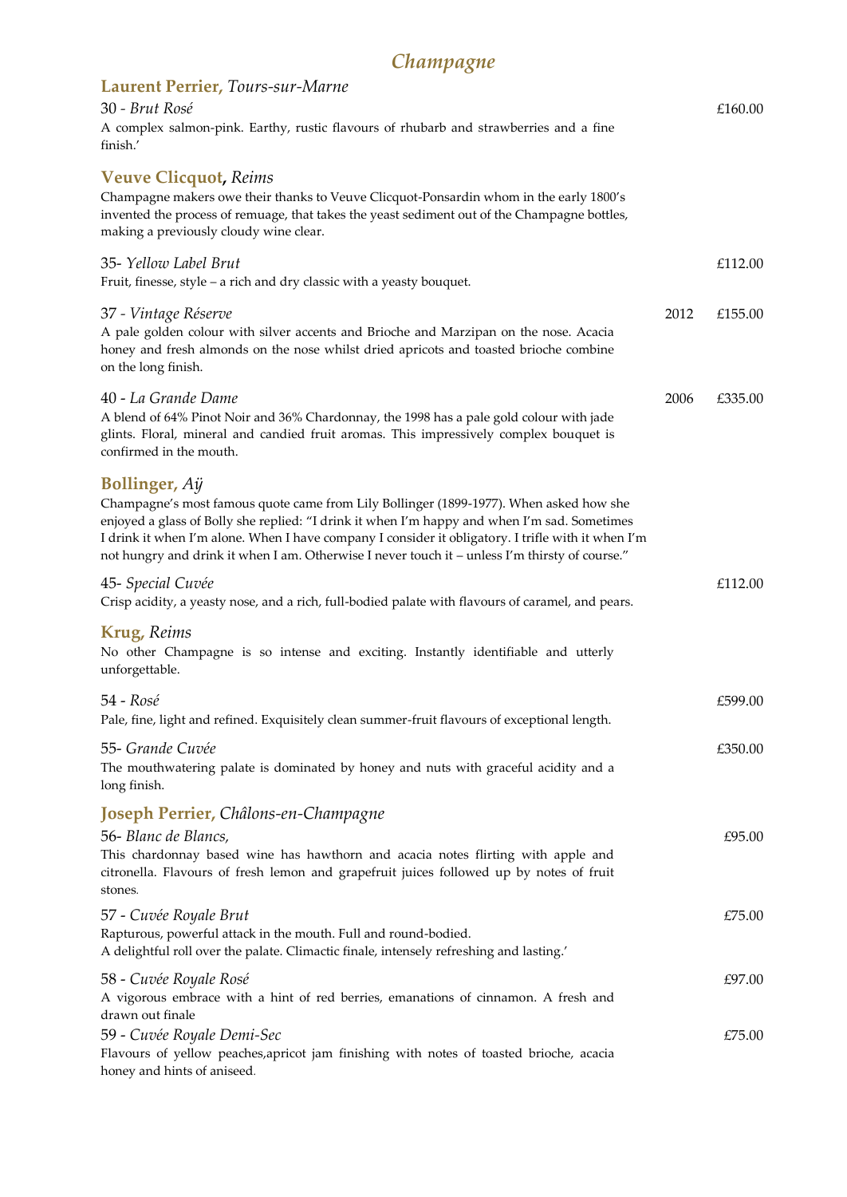# Champagne

## **Laurent Perrier,** *Tours-sur-Marne*

30 - *Brut Rosé* £160.00

A complex salmon-pink. Earthy, rustic flavours of rhubarb and strawberries and a fine finish.'

## **Veuve Clicquot,** *Reims*

Champagne makers owe their thanks to Veuve Clicquot-Ponsardin whom in the early 1800's invented the process of remuage, that takes the yeast sediment out of the Champagne bottles, making a previously cloudy wine clear.

35- *Yellow Label Brut* £112.00

Fruit, finesse, style – a rich and dry classic with a yeasty bouquet.

37 - *Vintage Réserve* 2012 £155.00

A pale golden colour with silver accents and Brioche and Marzipan on the nose. Acacia honey and fresh almonds on the nose whilst dried apricots and toasted brioche combine on the long finish.

40 - *La Grande Dame* 2006 £335.00

A blend of 64% Pinot Noir and 36% Chardonnay, the 1998 has a pale gold colour with jade glints. Floral, mineral and candied fruit aromas. This impressively complex bouquet is confirmed in the mouth.

## **Bollinger,** *Aÿ*

Champagne's most famous quote came from Lily Bollinger (1899-1977). When asked how she enjoyed a glass of Bolly she replied: "I drink it when I'm happy and when I'm sad. Sometimes I drink it when I'm alone. When I have company I consider it obligatory. I trifle with it when I'm not hungry and drink it when I am. Otherwise I never touch it – unless I'm thirsty of course."

45- *Special Cuvée* £112.00

Crisp acidity, a yeasty nose, and a rich, full-bodied palate with flavours of caramel, and pears.

## **Krug,** *Reims*

No other Champagne is so intense and exciting. Instantly identifiable and utterly unforgettable.

54 - *Rosé* £599.00

Pale, fine, light and refined. Exquisitely clean summer-fruit flavours of exceptional length.

55- *Grande Cuvée* £350.00

The mouthwatering palate is dominated by honey and nuts with graceful acidity and a long finish.

## **Joseph Perrier,** *Châlons-en-Champagne*

56- *Blanc de Blancs,* £95.00

This chardonnay based wine has hawthorn and acacia notes flirting with apple and citronella. Flavours of fresh lemon and grapefruit juices followed up by notes of fruit stones.

57 - *Cuvée Royale Brut* £75.00

Rapturous, powerful attack in the mouth. Full and round-bodied.
A delightful roll over the palate. Climactic finale, intensely refreshing and lasting.'

58 - *Cuvée Royale Rosé* £97.00

A vigorous embrace with a hint of red berries, emanations of cinnamon. A fresh and drawn out finale

59 - *Cuvée Royale Demi-Sec* £75.00

Flavours of yellow peaches,apricot jam finishing with notes of toasted brioche, acacia honey and hints of aniseed.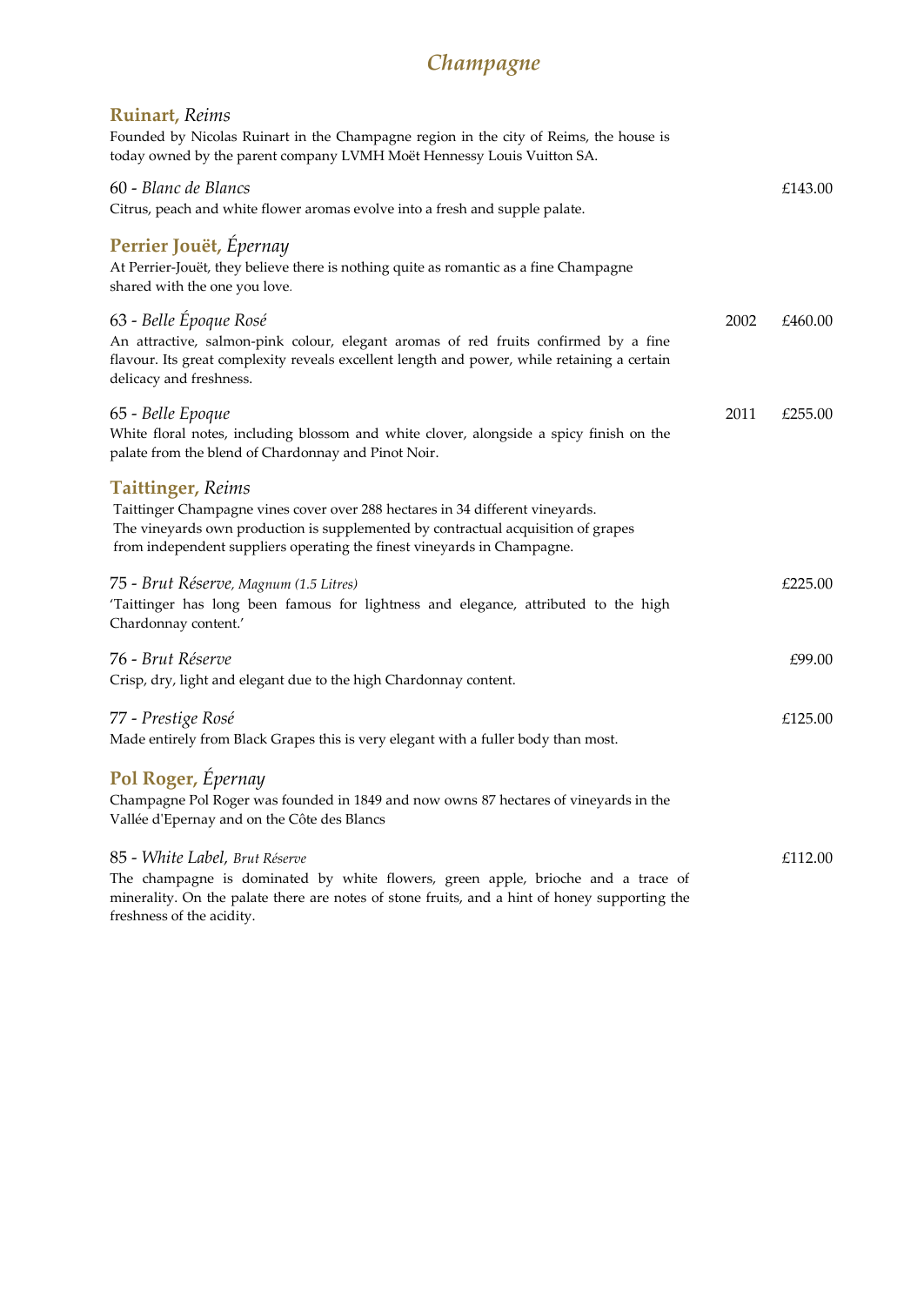# *Champagne*

## **Ruinart,** *Reims*

Founded by Nicolas Ruinart in the Champagne region in the city of Reims, the house is today owned by the parent company LVMH Moët Hennessy Louis Vuitton SA.

60 - *Blanc de Blancs* £143.00

Citrus, peach and white flower aromas evolve into a fresh and supple palate.

## **Perrier Jouët,** *Épernay*

At Perrier-Jouët, they believe there is nothing quite as romantic as a fine Champagne shared with the one you love.

63 - *Belle Époque Rosé* 2002 £460.00

An attractive, salmon-pink colour, elegant aromas of red fruits confirmed by a fine flavour. Its great complexity reveals excellent length and power, while retaining a certain delicacy and freshness.

65 - *Belle Epoque* 2011 £255.00

White floral notes, including blossom and white clover, alongside a spicy finish on the palate from the blend of Chardonnay and Pinot Noir.

## **Taittinger,** *Reims*

Taittinger Champagne vines cover over 288 hectares in 34 different vineyards.
The vineyards own production is supplemented by contractual acquisition of grapes from independent suppliers operating the finest vineyards in Champagne.

75 - *Brut Réserve, Magnum (1.5 Litres)* £225.00

'Taittinger has long been famous for lightness and elegance, attributed to the high Chardonnay content.'

76 - *Brut Réserve* £99.00

Crisp, dry, light and elegant due to the high Chardonnay content.

77 - *Prestige Rosé* £125.00

Made entirely from Black Grapes this is very elegant with a fuller body than most.

## **Pol Roger,** *Épernay*

Champagne Pol Roger was founded in 1849 and now owns 87 hectares of vineyards in the Vallée d'Epernay and on the Côte des Blancs

85 - *White Label, Brut Réserve* £112.00

The champagne is dominated by white flowers, green apple, brioche and a trace of minerality. On the palate there are notes of stone fruits, and a hint of honey supporting the freshness of the acidity.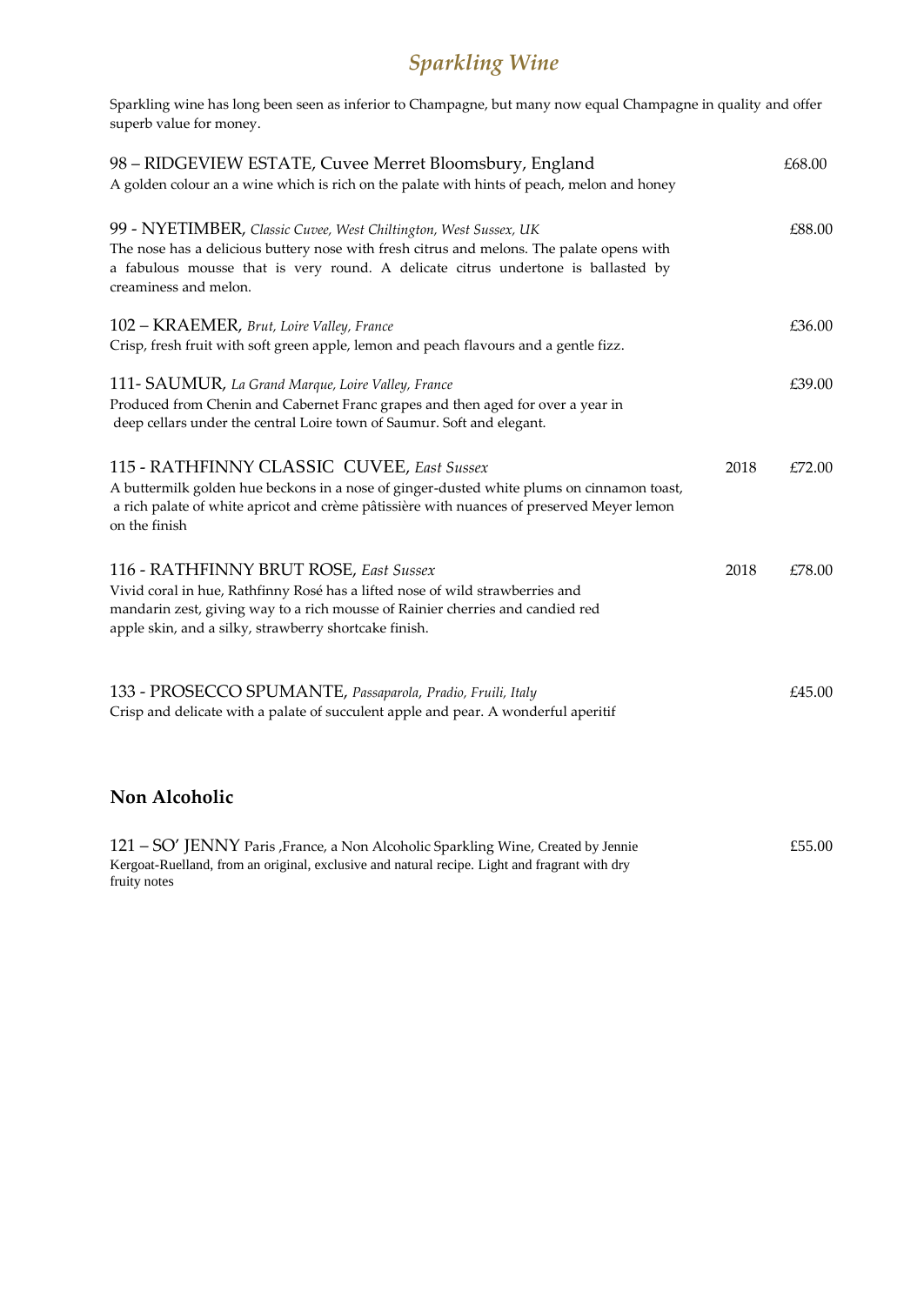# *Sparkling Wine*

Sparkling wine has long been seen as inferior to Champagne, but many now equal Champagne in quality and offer superb value for money.

98 – RIDGEVIEW ESTATE, Cuvee Merret Bloomsbury, England — £68.00
A golden colour an a wine which is rich on the palate with hints of peach, melon and honey

99 - NYETIMBER, *Classic Cuvee, West Chiltington, West Sussex, UK* — £88.00
The nose has a delicious buttery nose with fresh citrus and melons. The palate opens with a fabulous mousse that is very round. A delicate citrus undertone is ballasted by creaminess and melon.

102 – KRAEMER, *Brut, Loire Valley, France* — £36.00
Crisp, fresh fruit with soft green apple, lemon and peach flavours and a gentle fizz.

111- SAUMUR, *La Grand Marque, Loire Valley, France* — £39.00
Produced from Chenin and Cabernet Franc grapes and then aged for over a year in deep cellars under the central Loire town of Saumur. Soft and elegant.

115 - RATHFINNY CLASSIC CUVEE, *East Sussex* — 2018 — £72.00
A buttermilk golden hue beckons in a nose of ginger-dusted white plums on cinnamon toast, a rich palate of white apricot and crème pâtissière with nuances of preserved Meyer lemon on the finish

116 - RATHFINNY BRUT ROSE, *East Sussex* — 2018 — £78.00
Vivid coral in hue, Rathfinny Rosé has a lifted nose of wild strawberries and mandarin zest, giving way to a rich mousse of Rainier cherries and candied red apple skin, and a silky, strawberry shortcake finish.

133 - PROSECCO SPUMANTE, *Passaparola, Pradio, Fruili, Italy* — £45.00
Crisp and delicate with a palate of succulent apple and pear. A wonderful aperitif

## Non Alcoholic

121 – SO' JENNY Paris ,France, a Non Alcoholic Sparkling Wine, Created by Jennie Kergoat-Ruelland, from an original, exclusive and natural recipe. Light and fragrant with dry fruity notes — £55.00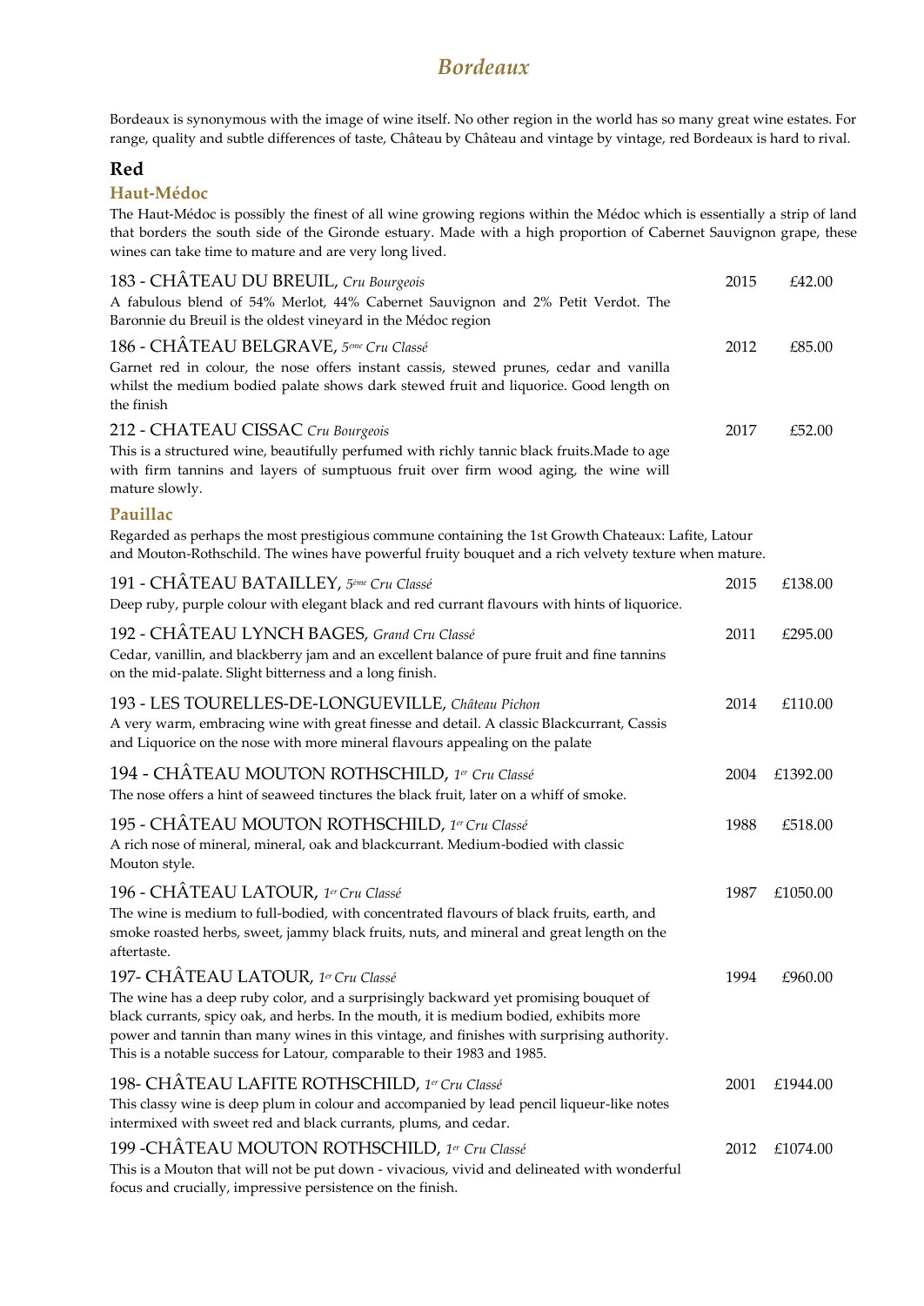# Bordeaux

Bordeaux is synonymous with the image of wine itself. No other region in the world has so many great wine estates. For range, quality and subtle differences of taste, Château by Château and vintage by vintage, red Bordeaux is hard to rival.

## Red

### Haut-Médoc

The Haut-Médoc is possibly the finest of all wine growing regions within the Médoc which is essentially a strip of land that borders the south side of the Gironde estuary. Made with a high proportion of Cabernet Sauvignon grape, these wines can take time to mature and are very long lived.

| | | |
|---|---|---|
| 183 - CHÂTEAU DU BREUIL, *Cru Bourgeois*<br>A fabulous blend of 54% Merlot, 44% Cabernet Sauvignon and 2% Petit Verdot. The Baronnie du Breuil is the oldest vineyard in the Médoc region | 2015 | £42.00 |
| 186 - CHÂTEAU BELGRAVE, *5ème Cru Classé*<br>Garnet red in colour, the nose offers instant cassis, stewed prunes, cedar and vanilla whilst the medium bodied palate shows dark stewed fruit and liquorice. Good length on the finish | 2012 | £85.00 |
| 212 - CHATEAU CISSAC *Cru Bourgeois*<br>This is a structured wine, beautifully perfumed with richly tannic black fruits.Made to age with firm tannins and layers of sumptuous fruit over firm wood aging, the wine will mature slowly. | 2017 | £52.00 |

### Pauillac

Regarded as perhaps the most prestigious commune containing the 1st Growth Chateaux: Lafite, Latour and Mouton-Rothschild. The wines have powerful fruity bouquet and a rich velvety texture when mature.

| | | |
|---|---|---|
| 191 - CHÂTEAU BATAILLEY, *5ème Cru Classé*<br>Deep ruby, purple colour with elegant black and red currant flavours with hints of liquorice. | 2015 | £138.00 |
| 192 - CHÂTEAU LYNCH BAGES, *Grand Cru Classé*<br>Cedar, vanillin, and blackberry jam and an excellent balance of pure fruit and fine tannins on the mid-palate. Slight bitterness and a long finish. | 2011 | £295.00 |
| 193 - LES TOURELLES-DE-LONGUEVILLE, *Château Pichon*<br>A very warm, embracing wine with great finesse and detail. A classic Blackcurrant, Cassis and Liquorice on the nose with more mineral flavours appealing on the palate | 2014 | £110.00 |
| 194 - CHÂTEAU MOUTON ROTHSCHILD, *1er Cru Classé*<br>The nose offers a hint of seaweed tinctures the black fruit, later on a whiff of smoke. | 2004 | £1392.00 |
| 195 - CHÂTEAU MOUTON ROTHSCHILD, *1er Cru Classé*<br>A rich nose of mineral, mineral, oak and blackcurrant. Medium-bodied with classic Mouton style. | 1988 | £518.00 |
| 196 - CHÂTEAU LATOUR, *1er Cru Classé*<br>The wine is medium to full-bodied, with concentrated flavours of black fruits, earth, and smoke roasted herbs, sweet, jammy black fruits, nuts, and mineral and great length on the aftertaste. | 1987 | £1050.00 |
| 197- CHÂTEAU LATOUR, *1er Cru Classé*<br>The wine has a deep ruby color, and a surprisingly backward yet promising bouquet of black currants, spicy oak, and herbs. In the mouth, it is medium bodied, exhibits more power and tannin than many wines in this vintage, and finishes with surprising authority. This is a notable success for Latour, comparable to their 1983 and 1985. | 1994 | £960.00 |
| 198- CHÂTEAU LAFITE ROTHSCHILD, *1er Cru Classé*<br>This classy wine is deep plum in colour and accompanied by lead pencil liqueur-like notes intermixed with sweet red and black currants, plums, and cedar. | 2001 | £1944.00 |
| 199 -CHÂTEAU MOUTON ROTHSCHILD, *1er Cru Classé*<br>This is a Mouton that will not be put down - vivacious, vivid and delineated with wonderful focus and crucially, impressive persistence on the finish. | 2012 | £1074.00 |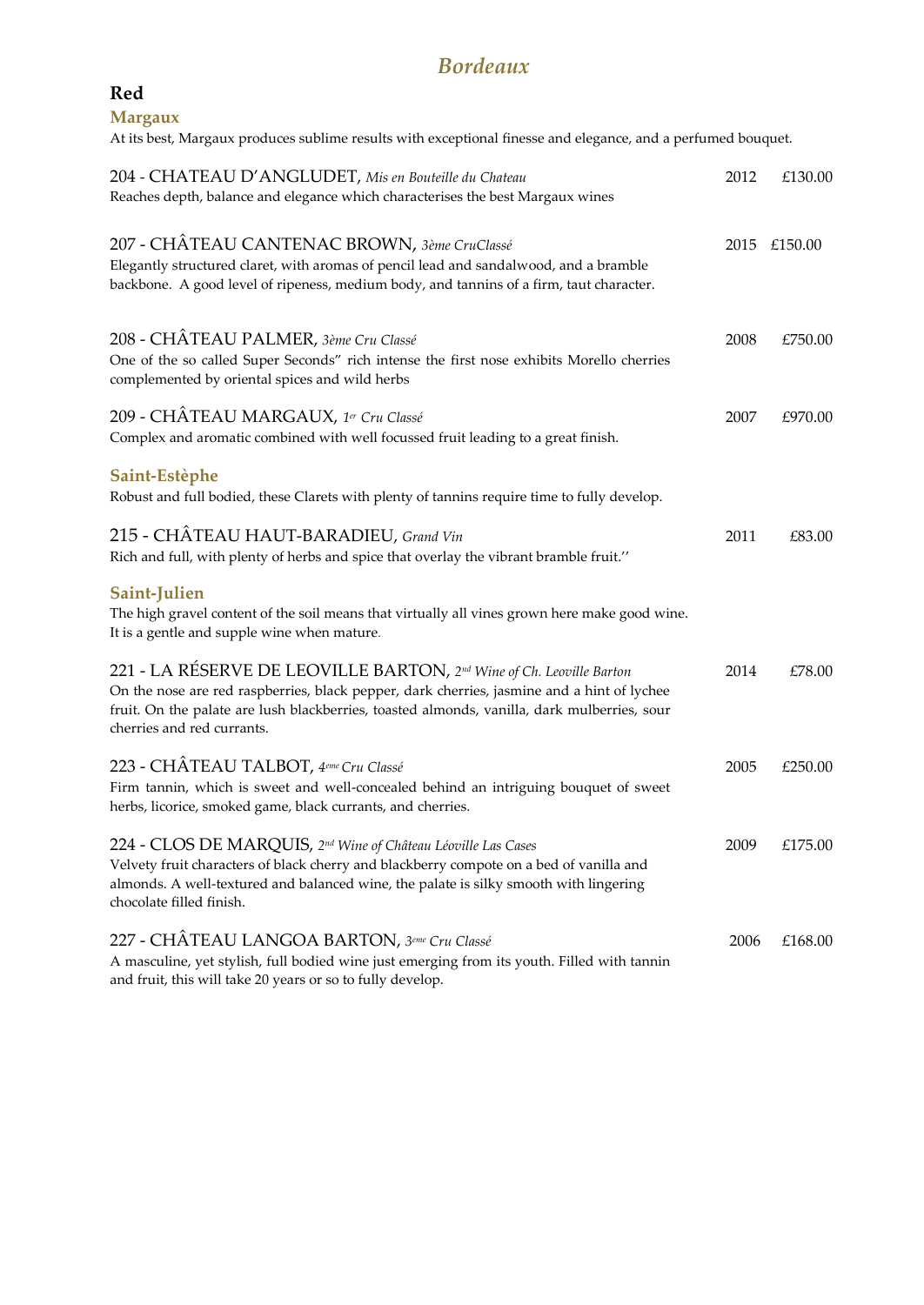# Bordeaux

## Red

### Margaux

At its best, Margaux produces sublime results with exceptional finesse and elegance, and a perfumed bouquet.

| | | |
|---|---|---|
| 204 - CHATEAU D'ANGLUDET, *Mis en Bouteille du Chateau*<br>Reaches depth, balance and elegance which characterises the best Margaux wines | 2012 | £130.00 |
| 207 - CHÂTEAU CANTENAC BROWN, *3ème CruClassé*<br>Elegantly structured claret, with aromas of pencil lead and sandalwood, and a bramble backbone. A good level of ripeness, medium body, and tannins of a firm, taut character. | 2015 | £150.00 |
| 208 - CHÂTEAU PALMER, *3ème Cru Classé*<br>One of the so called Super Seconds" rich intense the first nose exhibits Morello cherries complemented by oriental spices and wild herbs | 2008 | £750.00 |
| 209 - CHÂTEAU MARGAUX, *1er Cru Classé*<br>Complex and aromatic combined with well focussed fruit leading to a great finish. | 2007 | £970.00 |

### Saint-Estèphe

Robust and full bodied, these Clarets with plenty of tannins require time to fully develop.

| | | |
|---|---|---|
| 215 - CHÂTEAU HAUT-BARADIEU, *Grand Vin*<br>Rich and full, with plenty of herbs and spice that overlay the vibrant bramble fruit.'' | 2011 | £83.00 |

### Saint-Julien

The high gravel content of the soil means that virtually all vines grown here make good wine. It is a gentle and supple wine when mature.

| | | |
|---|---|---|
| 221 - LA RÉSERVE DE LEOVILLE BARTON, *2nd Wine of Ch. Leoville Barton*<br>On the nose are red raspberries, black pepper, dark cherries, jasmine and a hint of lychee fruit. On the palate are lush blackberries, toasted almonds, vanilla, dark mulberries, sour cherries and red currants. | 2014 | £78.00 |
| 223 - CHÂTEAU TALBOT, *4eme Cru Classé*<br>Firm tannin, which is sweet and well-concealed behind an intriguing bouquet of sweet herbs, licorice, smoked game, black currants, and cherries. | 2005 | £250.00 |
| 224 - CLOS DE MARQUIS, *2nd Wine of Château Léoville Las Cases*<br>Velvety fruit characters of black cherry and blackberry compote on a bed of vanilla and almonds. A well-textured and balanced wine, the palate is silky smooth with lingering chocolate filled finish. | 2009 | £175.00 |
| 227 - CHÂTEAU LANGOA BARTON, *3eme Cru Classé*<br>A masculine, yet stylish, full bodied wine just emerging from its youth. Filled with tannin and fruit, this will take 20 years or so to fully develop. | 2006 | £168.00 |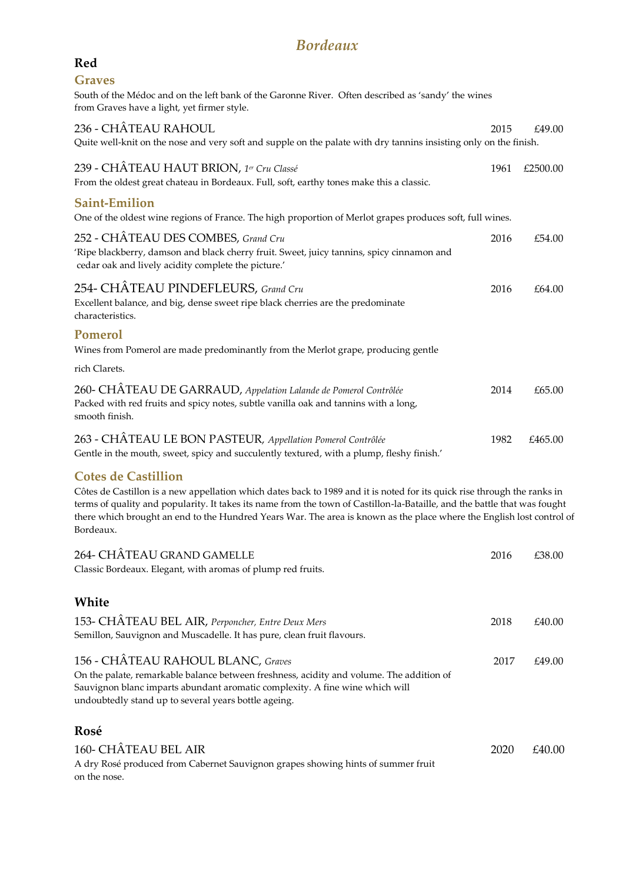# *Bordeaux*

## Red

### Graves

South of the Médoc and on the left bank of the Garonne River. Often described as 'sandy' the wines from Graves have a light, yet firmer style.

236 - CHÂTEAU RAHOUL 2015 £49.00
Quite well-knit on the nose and very soft and supple on the palate with dry tannins insisting only on the finish.

239 - CHÂTEAU HAUT BRION, *1er Cru Classé* 1961 £2500.00
From the oldest great chateau in Bordeaux. Full, soft, earthy tones make this a classic.

### Saint-Emilion

One of the oldest wine regions of France. The high proportion of Merlot grapes produces soft, full wines.

252 - CHÂTEAU DES COMBES, *Grand Cru* 2016 £54.00
'Ripe blackberry, damson and black cherry fruit. Sweet, juicy tannins, spicy cinnamon and cedar oak and lively acidity complete the picture.'

254- CHÂTEAU PINDEFLEURS, *Grand Cru* 2016 £64.00
Excellent balance, and big, dense sweet ripe black cherries are the predominate characteristics.

### Pomerol

Wines from Pomerol are made predominantly from the Merlot grape, producing gentle

rich Clarets.

260- CHÂTEAU DE GARRAUD, *Appelation Lalande de Pomerol Contrôlée* 2014 £65.00
Packed with red fruits and spicy notes, subtle vanilla oak and tannins with a long, smooth finish.

263 - CHÂTEAU LE BON PASTEUR, *Appellation Pomerol Contrôlée* 1982 £465.00
Gentle in the mouth, sweet, spicy and succulently textured, with a plump, fleshy finish.'

### Cotes de Castillion

Côtes de Castillon is a new appellation which dates back to 1989 and it is noted for its quick rise through the ranks in terms of quality and popularity. It takes its name from the town of Castillon-la-Bataille, and the battle that was fought there which brought an end to the Hundred Years War. The area is known as the place where the English lost control of Bordeaux.

264- CHÂTEAU GRAND GAMELLE 2016 £38.00
Classic Bordeaux. Elegant, with aromas of plump red fruits.

## White

153- CHÂTEAU BEL AIR, *Perponcher, Entre Deux Mers* 2018 £40.00
Semillon, Sauvignon and Muscadelle. It has pure, clean fruit flavours.

156 - CHÂTEAU RAHOUL BLANC, *Graves* 2017 £49.00
On the palate, remarkable balance between freshness, acidity and volume. The addition of Sauvignon blanc imparts abundant aromatic complexity. A fine wine which will undoubtedly stand up to several years bottle ageing.

## Rosé

160- CHÂTEAU BEL AIR 2020 £40.00
A dry Rosé produced from Cabernet Sauvignon grapes showing hints of summer fruit on the nose.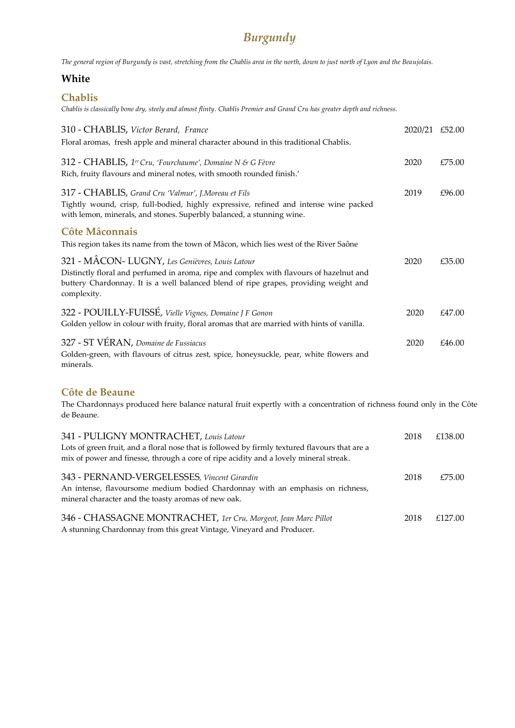# *Burgundy*

*The general region of Burgundy is vast, stretching from the Chablis area in the north, down to just north of Lyon and the Beaujolais.*

## White

### Chablis

*Chablis is classically bone dry, steely and almost flinty. Chablis Premier and Grand Cru has greater depth and richness.*

| | | |
|---|---|---|
| 310 - CHABLIS, *Victor Berard, France*<br>Floral aromas, fresh apple and mineral character abound in this traditional Chablis. | 2020/21 | £52.00 |
| 312 - CHABLIS, *1er Cru, 'Fourchaume', Domaine N & G Fèvre*<br>Rich, fruity flavours and mineral notes, with smooth rounded finish.' | 2020 | £75.00 |
| 317 - CHABLIS, *Grand Cru 'Valmur', J.Moreau et Fils*<br>Tightly wound, crisp, full-bodied, highly expressive, refined and intense wine packed with lemon, minerals, and stones. Superbly balanced, a stunning wine. | 2019 | £96.00 |

### Côte Mâconnais

This region takes its name from the town of Mâcon, which lies west of the River Saône

| | | |
|---|---|---|
| 321 - MÂCON- LUGNY, *Les Genièvres, Louis Latour*<br>Distinctly floral and perfumed in aroma, ripe and complex with flavours of hazelnut and buttery Chardonnay. It is a well balanced blend of ripe grapes, providing weight and complexity. | 2020 | £35.00 |
| 322 - POUILLY-FUISSÉ, *Vielle Vignes, Domaine J F Gonon*<br>Golden yellow in colour with fruity, floral aromas that are married with hints of vanilla. | 2020 | £47.00 |
| 327 - ST VÉRAN, *Domaine de Fussiacus*<br>Golden-green, with flavours of citrus zest, spice, honeysuckle, pear, white flowers and minerals. | 2020 | £46.00 |

### Côte de Beaune

The Chardonnays produced here balance natural fruit expertly with a concentration of richness found only in the Côte de Beaune.

| | | |
|---|---|---|
| 341 - PULIGNY MONTRACHET, *Louis Latour*<br>Lots of green fruit, and a floral nose that is followed by firmly textured flavours that are a mix of power and finesse, through a core of ripe acidity and a lovely mineral streak. | 2018 | £138.00 |
| 343 - PERNAND-VERGELESSES, *Vincent Girardin*<br>An intense, flavoursome medium bodied Chardonnay with an emphasis on richness, mineral character and the toasty aromas of new oak. | 2018 | £75.00 |
| 346 - CHASSAGNE MONTRACHET, *1er Cru, Morgeot, Jean Marc Pillot*<br>A stunning Chardonnay from this great Vintage, Vineyard and Producer. | 2018 | £127.00 |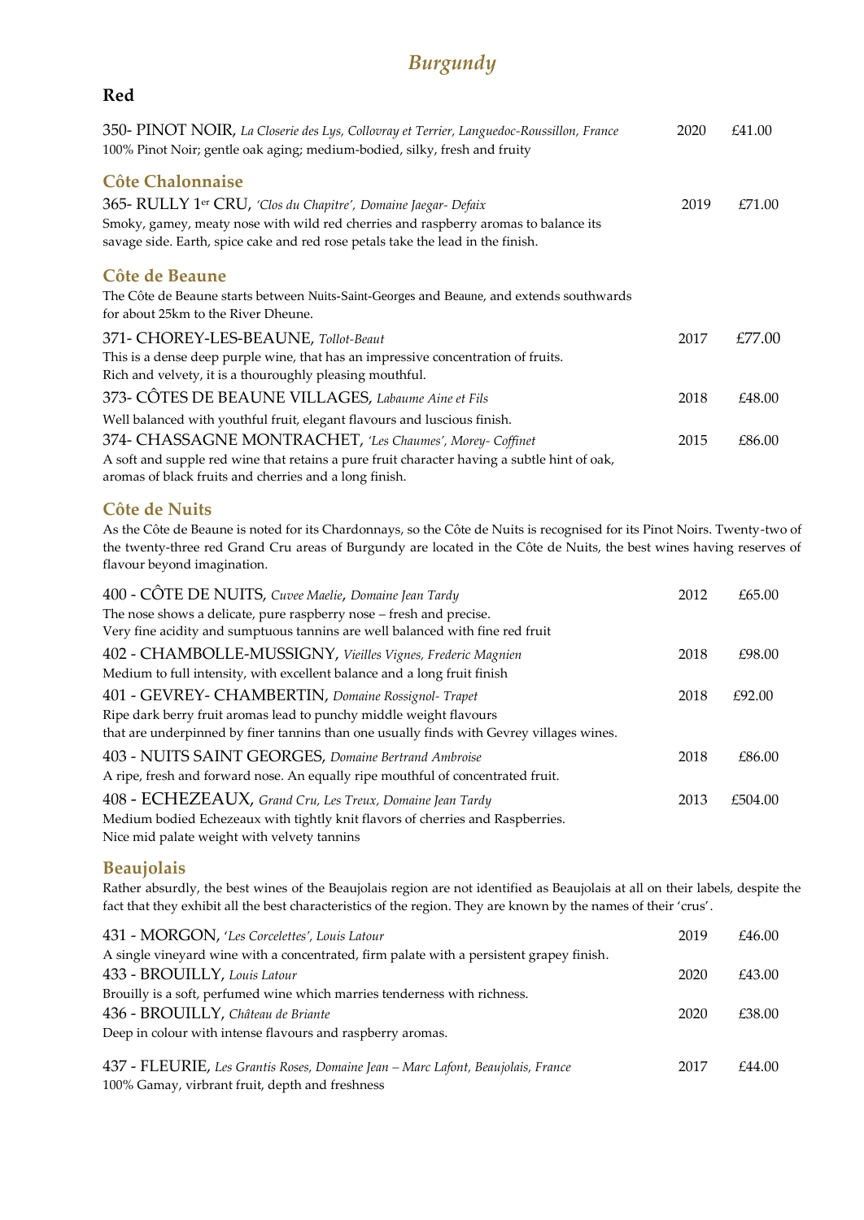// Burgundy

## Burgundy

### Red

350- PINOT NOIR, *La Closerie des Lys, Collovray et Terrier, Languedoc-Roussillon, France* — 2020 — £41.00
100% Pinot Noir; gentle oak aging; medium-bodied, silky, fresh and fruity

### Côte Chalonnaise

365- RULLY 1er CRU, *'Clos du Chapitre', Domaine Jaegar- Defaix* — 2019 — £71.00
Smoky, gamey, meaty nose with wild red cherries and raspberry aromas to balance its savage side. Earth, spice cake and red rose petals take the lead in the finish.

### Côte de Beaune

The Côte de Beaune starts between Nuits-Saint-Georges and Beaune, and extends southwards for about 25km to the River Dheune.

371- CHOREY-LES-BEAUNE, *Tollot-Beaut* — 2017 — £77.00
This is a dense deep purple wine, that has an impressive concentration of fruits. Rich and velvety, it is a thouroughly pleasing mouthful.

373- CÔTES DE BEAUNE VILLAGES, *Labaume Aine et Fils* — 2018 — £48.00
Well balanced with youthful fruit, elegant flavours and luscious finish.

374- CHASSAGNE MONTRACHET, *'Les Chaumes', Morey- Coffinet* — 2015 — £86.00
A soft and supple red wine that retains a pure fruit character having a subtle hint of oak, aromas of black fruits and cherries and a long finish.

### Côte de Nuits

As the Côte de Beaune is noted for its Chardonnays, so the Côte de Nuits is recognised for its Pinot Noirs. Twenty-two of the twenty-three red Grand Cru areas of Burgundy are located in the Côte de Nuits, the best wines having reserves of flavour beyond imagination.

400 - CÔTE DE NUITS, *Cuvee Maelie, Domaine Jean Tardy* — 2012 — £65.00
The nose shows a delicate, pure raspberry nose – fresh and precise. Very fine acidity and sumptuous tannins are well balanced with fine red fruit

402 - CHAMBOLLE-MUSSIGNY, *Vieilles Vignes, Frederic Magnien* — 2018 — £98.00
Medium to full intensity, with excellent balance and a long fruit finish

401 - GEVREY- CHAMBERTIN, *Domaine Rossignol- Trapet* — 2018 — £92.00
Ripe dark berry fruit aromas lead to punchy middle weight flavours that are underpinned by finer tannins than one usually finds with Gevrey villages wines.

403 - NUITS SAINT GEORGES, *Domaine Bertrand Ambroise* — 2018 — £86.00
A ripe, fresh and forward nose. An equally ripe mouthful of concentrated fruit.

408 - ECHEZEAUX, *Grand Cru, Les Treux, Domaine Jean Tardy* — 2013 — £504.00
Medium bodied Echezeaux with tightly knit flavors of cherries and Raspberries. Nice mid palate weight with velvety tannins

### Beaujolais

Rather absurdly, the best wines of the Beaujolais region are not identified as Beaujolais at all on their labels, despite the fact that they exhibit all the best characteristics of the region. They are known by the names of their 'crus'.

431 - MORGON, *'Les Corcelettes', Louis Latour* — 2019 — £46.00
A single vineyard wine with a concentrated, firm palate with a persistent grapey finish.

433 - BROUILLY, *Louis Latour* — 2020 — £43.00
Brouilly is a soft, perfumed wine which marries tenderness with richness.

436 - BROUILLY, *Château de Briante* — 2020 — £38.00
Deep in colour with intense flavours and raspberry aromas.

437 - FLEURIE, *Les Grantis Roses, Domaine Jean – Marc Lafont, Beaujolais, France* — 2017 — £44.00
100% Gamay, virbrant fruit, depth and freshness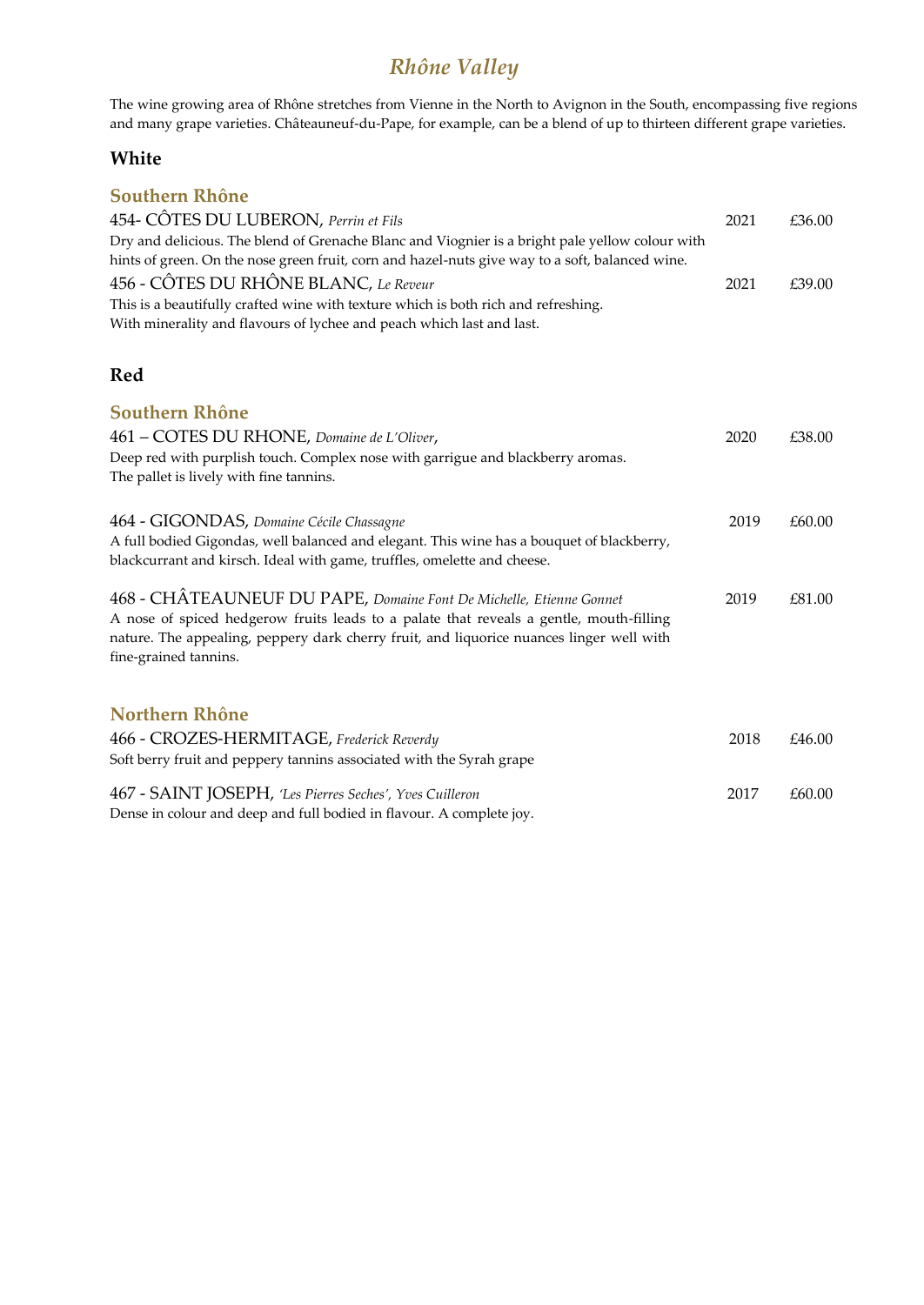# *Rhône Valley*

The wine growing area of Rhône stretches from Vienne in the North to Avignon in the South, encompassing five regions and many grape varieties. Châteauneuf-du-Pape, for example, can be a blend of up to thirteen different grape varieties.

## White

### Southern Rhône

| | | |
|---|---|---|
| 454- CÔTES DU LUBERON, *Perrin et Fils* | 2021 | £36.00 |
| Dry and delicious. The blend of Grenache Blanc and Viognier is a bright pale yellow colour with hints of green. On the nose green fruit, corn and hazel-nuts give way to a soft, balanced wine. | | |
| 456 - CÔTES DU RHÔNE BLANC, *Le Reveur* | 2021 | £39.00 |
| This is a beautifully crafted wine with texture which is both rich and refreshing. With minerality and flavours of lychee and peach which last and last. | | |

## Red

### Southern Rhône

| | | |
|---|---|---|
| 461 – COTES DU RHONE, *Domaine de L'Oliver*, | 2020 | £38.00 |
| Deep red with purplish touch. Complex nose with garrigue and blackberry aromas. The pallet is lively with fine tannins. | | |
| 464 - GIGONDAS, *Domaine Cécile Chassagne* | 2019 | £60.00 |
| A full bodied Gigondas, well balanced and elegant. This wine has a bouquet of blackberry, blackcurrant and kirsch. Ideal with game, truffles, omelette and cheese. | | |
| 468 - CHÂTEAUNEUF DU PAPE, *Domaine Font De Michelle, Etienne Gonnet* | 2019 | £81.00 |
| A nose of spiced hedgerow fruits leads to a palate that reveals a gentle, mouth-filling nature. The appealing, peppery dark cherry fruit, and liquorice nuances linger well with fine-grained tannins. | | |

### Northern Rhône

| | | |
|---|---|---|
| 466 - CROZES-HERMITAGE, *Frederick Reverdy* | 2018 | £46.00 |
| Soft berry fruit and peppery tannins associated with the Syrah grape | | |
| 467 - SAINT JOSEPH, *'Les Pierres Seches', Yves Cuilleron* | 2017 | £60.00 |
| Dense in colour and deep and full bodied in flavour. A complete joy. | | |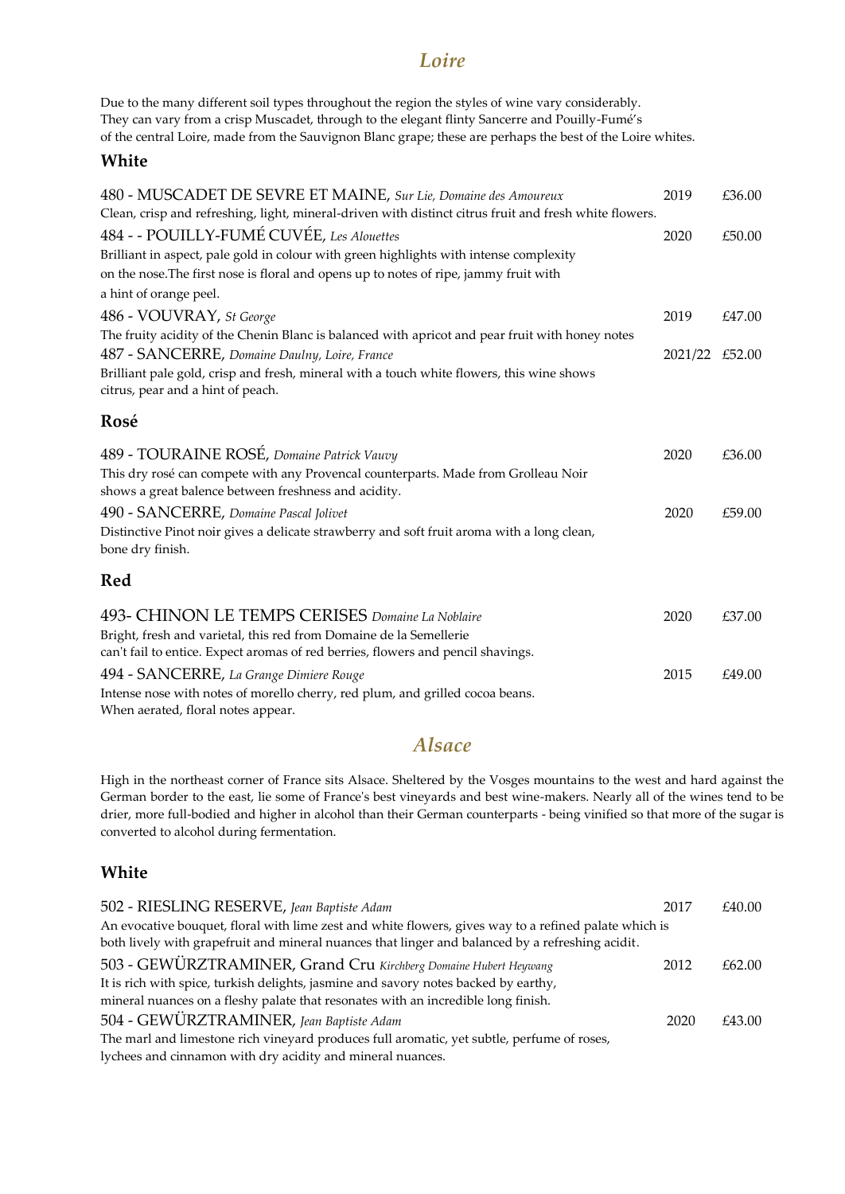# *Loire*

Due to the many different soil types throughout the region the styles of wine vary considerably. They can vary from a crisp Muscadet, through to the elegant flinty Sancerre and Pouilly-Fumé's of the central Loire, made from the Sauvignon Blanc grape; these are perhaps the best of the Loire whites.

## White

480 - MUSCADET DE SEVRE ET MAINE, *Sur Lie, Domaine des Amoureux* 2019 £36.00
Clean, crisp and refreshing, light, mineral-driven with distinct citrus fruit and fresh white flowers.

484 - - POUILLY-FUMÉ CUVÉE, *Les Alouettes* 2020 £50.00
Brilliant in aspect, pale gold in colour with green highlights with intense complexity on the nose.The first nose is floral and opens up to notes of ripe, jammy fruit with a hint of orange peel.

486 - VOUVRAY, *St George* 2019 £47.00
The fruity acidity of the Chenin Blanc is balanced with apricot and pear fruit with honey notes

487 - SANCERRE, *Domaine Daulny, Loire, France* 2021/22 £52.00
Brilliant pale gold, crisp and fresh, mineral with a touch white flowers, this wine shows citrus, pear and a hint of peach.

## Rosé

489 - TOURAINE ROSÉ, *Domaine Patrick Vauvy* 2020 £36.00
This dry rosé can compete with any Provencal counterparts. Made from Grolleau Noir shows a great balance between freshness and acidity.

490 - SANCERRE, *Domaine Pascal Jolivet* 2020 £59.00
Distinctive Pinot noir gives a delicate strawberry and soft fruit aroma with a long clean, bone dry finish.

## Red

493- CHINON LE TEMPS CERISES *Domaine La Noblaire* 2020 £37.00
Bright, fresh and varietal, this red from Domaine de la Semellerie can't fail to entice. Expect aromas of red berries, flowers and pencil shavings.

494 - SANCERRE, *La Grange Dimiere Rouge* 2015 £49.00
Intense nose with notes of morello cherry, red plum, and grilled cocoa beans. When aerated, floral notes appear.

# *Alsace*

High in the northeast corner of France sits Alsace. Sheltered by the Vosges mountains to the west and hard against the German border to the east, lie some of France's best vineyards and best wine-makers. Nearly all of the wines tend to be drier, more full-bodied and higher in alcohol than their German counterparts - being vinified so that more of the sugar is converted to alcohol during fermentation.

## White

502 - RIESLING RESERVE, *Jean Baptiste Adam* 2017 £40.00
An evocative bouquet, floral with lime zest and white flowers, gives way to a refined palate which is both lively with grapefruit and mineral nuances that linger and balanced by a refreshing acidit.

503 - GEWÜRZTRAMINER, Grand Cru *Kirchberg Domaine Hubert Heywang* 2012 £62.00
It is rich with spice, turkish delights, jasmine and savory notes backed by earthy, mineral nuances on a fleshy palate that resonates with an incredible long finish.

504 - GEWÜRZTRAMINER, *Jean Baptiste Adam* 2020 £43.00
The marl and limestone rich vineyard produces full aromatic, yet subtle, perfume of roses, lychees and cinnamon with dry acidity and mineral nuances.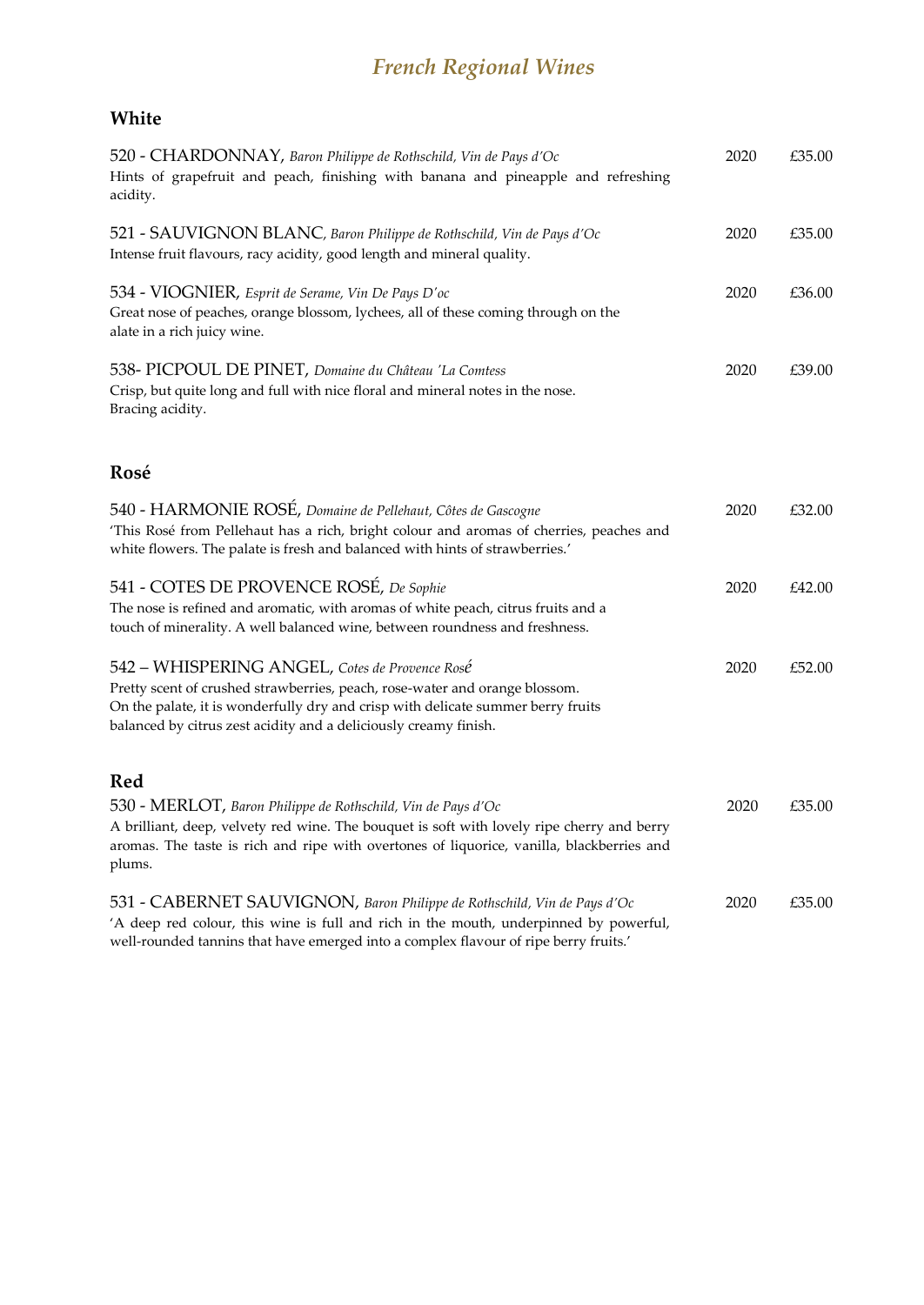# *French Regional Wines*

## White

520 - CHARDONNAY, *Baron Philippe de Rothschild, Vin de Pays d'Oc* 2020 £35.00
Hints of grapefruit and peach, finishing with banana and pineapple and refreshing acidity.

521 - SAUVIGNON BLANC, *Baron Philippe de Rothschild, Vin de Pays d'Oc* 2020 £35.00
Intense fruit flavours, racy acidity, good length and mineral quality.

534 - VIOGNIER, *Esprit de Serame, Vin De Pays D'oc* 2020 £36.00
Great nose of peaches, orange blossom, lychees, all of these coming through on the alate in a rich juicy wine.

538- PICPOUL DE PINET, *Domaine du Château 'La Comtess* 2020 £39.00
Crisp, but quite long and full with nice floral and mineral notes in the nose. Bracing acidity.

## Rosé

540 - HARMONIE ROSÉ, *Domaine de Pellehaut, Côtes de Gascogne* 2020 £32.00
'This Rosé from Pellehaut has a rich, bright colour and aromas of cherries, peaches and white flowers. The palate is fresh and balanced with hints of strawberries.'

541 - COTES DE PROVENCE ROSÉ, *De Sophie* 2020 £42.00
The nose is refined and aromatic, with aromas of white peach, citrus fruits and a touch of minerality. A well balanced wine, between roundness and freshness.

542 – WHISPERING ANGEL, *Cotes de Provence Rosé* 2020 £52.00
Pretty scent of crushed strawberries, peach, rose-water and orange blossom. On the palate, it is wonderfully dry and crisp with delicate summer berry fruits balanced by citrus zest acidity and a deliciously creamy finish.

## Red

530 - MERLOT, *Baron Philippe de Rothschild, Vin de Pays d'Oc* 2020 £35.00
A brilliant, deep, velvety red wine. The bouquet is soft with lovely ripe cherry and berry aromas. The taste is rich and ripe with overtones of liquorice, vanilla, blackberries and plums.

531 - CABERNET SAUVIGNON, *Baron Philippe de Rothschild, Vin de Pays d'Oc* 2020 £35.00
'A deep red colour, this wine is full and rich in the mouth, underpinned by powerful, well-rounded tannins that have emerged into a complex flavour of ripe berry fruits.'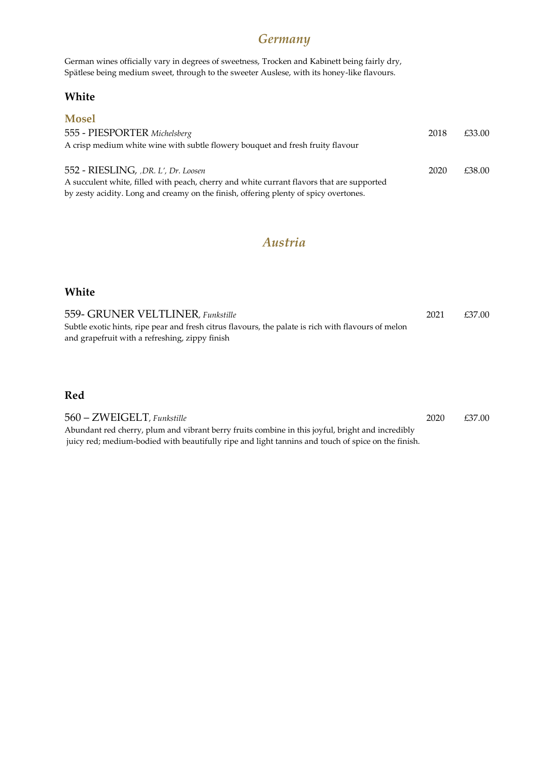# *Germany*

German wines officially vary in degrees of sweetness, Trocken and Kabinett being fairly dry, Spätlese being medium sweet, through to the sweeter Auslese, with its honey-like flavours.

## White

### Mosel

555 - PIESPORTER *Michelsberg* 2018 £33.00

A crisp medium white wine with subtle flowery bouquet and fresh fruity flavour

552 - RIESLING, *,DR. L', Dr. Loosen* 2020 £38.00

A succulent white, filled with peach, cherry and white currant flavors that are supported by zesty acidity. Long and creamy on the finish, offering plenty of spicy overtones.

# *Austria*

## White

559- GRUNER VELTLINER, *Funkstille* 2021 £37.00

Subtle exotic hints, ripe pear and fresh citrus flavours, the palate is rich with flavours of melon and grapefruit with a refreshing, zippy finish

## Red

560 – ZWEIGELT, *Funkstille* 2020 £37.00

Abundant red cherry, plum and vibrant berry fruits combine in this joyful, bright and incredibly juicy red; medium-bodied with beautifully ripe and light tannins and touch of spice on the finish.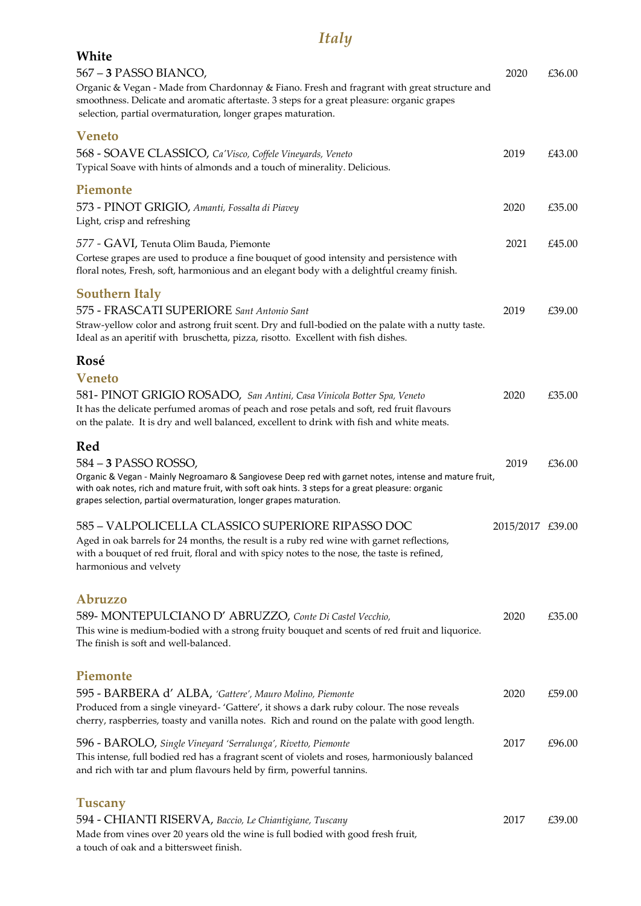# *Italy*

## White

567 – 3 PASSO BIANCO, — 2020 — £36.00

Organic & Vegan - Made from Chardonnay & Fiano. Fresh and fragrant with great structure and smoothness. Delicate and aromatic aftertaste. 3 steps for a great pleasure: organic grapes selection, partial overmaturation, longer grapes maturation.

### Veneto

568 - SOAVE CLASSICO, *Ca'Visco, Coffele Vineyards, Veneto* — 2019 — £43.00

Typical Soave with hints of almonds and a touch of minerality. Delicious.

### Piemonte

573 - PINOT GRIGIO, *Amanti, Fossalta di Piavey* — 2020 — £35.00

Light, crisp and refreshing

*577* - GAVI, Tenuta Olim Bauda, Piemonte — 2021 — £45.00

Cortese grapes are used to produce a fine bouquet of good intensity and persistence with floral notes, Fresh, soft, harmonious and an elegant body with a delightful creamy finish.

### Southern Italy

575 - FRASCATI SUPERIORE *Sant Antonio Sant* — 2019 — £39.00

Straw-yellow color and astrong fruit scent. Dry and full-bodied on the palate with a nutty taste. Ideal as an aperitif with bruschetta, pizza, risotto. Excellent with fish dishes.

## Rosé

### Veneto

581- PINOT GRIGIO ROSADO, *San Antini, Casa Vinicola Botter Spa, Veneto* — 2020 — £35.00

It has the delicate perfumed aromas of peach and rose petals and soft, red fruit flavours on the palate. It is dry and well balanced, excellent to drink with fish and white meats.

## Red

584 – 3 PASSO ROSSO, — 2019 — £36.00

Organic & Vegan - Mainly Negroamaro & Sangiovese Deep red with garnet notes, intense and mature fruit, with oak notes, rich and mature fruit, with soft oak hints. 3 steps for a great pleasure: organic grapes selection, partial overmaturation, longer grapes maturation.

585 – VALPOLICELLA CLASSICO SUPERIORE RIPASSO DOC — 2015/2017 — £39.00

Aged in oak barrels for 24 months, the result is a ruby red wine with garnet reflections, with a bouquet of red fruit, floral and with spicy notes to the nose, the taste is refined, harmonious and velvety

### Abruzzo

589- MONTEPULCIANO D' ABRUZZO, *Conte Di Castel Vecchio,* — 2020 — £35.00

This wine is medium-bodied with a strong fruity bouquet and scents of red fruit and liquorice. The finish is soft and well-balanced.

### Piemonte

595 - BARBERA d' ALBA, *'Gattere', Mauro Molino, Piemonte* — 2020 — £59.00

Produced from a single vineyard- 'Gattere', it shows a dark ruby colour. The nose reveals cherry, raspberries, toasty and vanilla notes. Rich and round on the palate with good length.

596 - BAROLO, *Single Vineyard 'Serralunga', Rivetto, Piemonte* — 2017 — £96.00

This intense, full bodied red has a fragrant scent of violets and roses, harmoniously balanced and rich with tar and plum flavours held by firm, powerful tannins.

### Tuscany

594 - CHIANTI RISERVA, *Baccio, Le Chiantigiane, Tuscany* — 2017 — £39.00

Made from vines over 20 years old the wine is full bodied with good fresh fruit, a touch of oak and a bittersweet finish.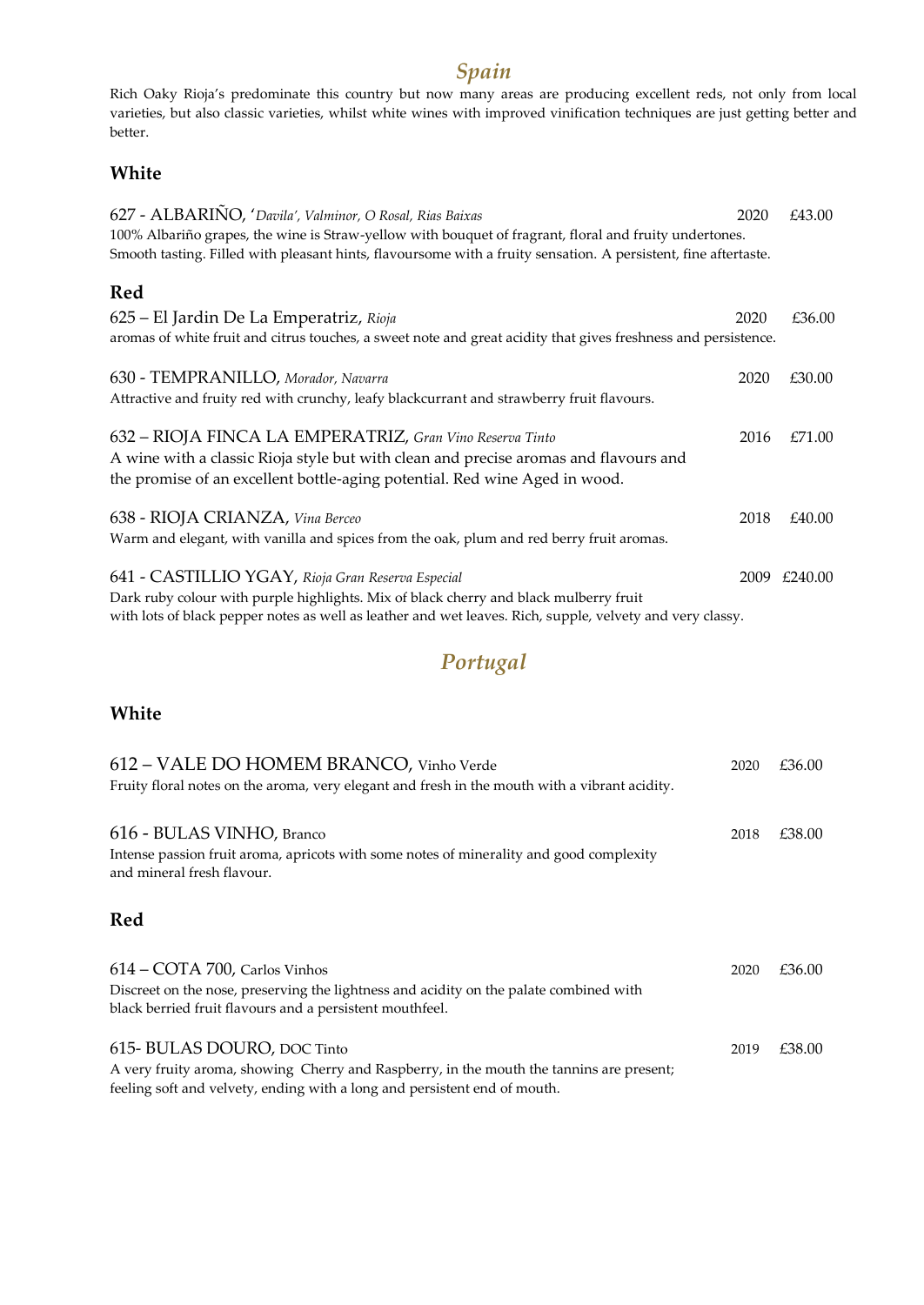## *Spain*

Rich Oaky Rioja's predominate this country but now many areas are producing excellent reds, not only from local varieties, but also classic varieties, whilst white wines with improved vinification techniques are just getting better and better.

### White

627 - ALBARIÑO, '*Davila', Valminor, O Rosal, Rias Baixas* 2020 £43.00

100% Albariño grapes, the wine is Straw-yellow with bouquet of fragrant, floral and fruity undertones. Smooth tasting. Filled with pleasant hints, flavoursome with a fruity sensation. A persistent, fine aftertaste.

### Red

625 – El Jardin De La Emperatriz, *Rioja* 2020 £36.00

aromas of white fruit and citrus touches, a sweet note and great acidity that gives freshness and persistence.

630 - TEMPRANILLO, *Morador, Navarra* 2020 £30.00

Attractive and fruity red with crunchy, leafy blackcurrant and strawberry fruit flavours.

632 – RIOJA FINCA LA EMPERATRIZ, *Gran Vino Reserva Tinto* 2016 £71.00

A wine with a classic Rioja style but with clean and precise aromas and flavours and the promise of an excellent bottle-aging potential. Red wine Aged in wood.

638 - RIOJA CRIANZA, *Vina Berceo* 2018 £40.00

Warm and elegant, with vanilla and spices from the oak, plum and red berry fruit aromas.

641 - CASTILLIO YGAY, *Rioja Gran Reserva Especial* 2009 £240.00

Dark ruby colour with purple highlights. Mix of black cherry and black mulberry fruit with lots of black pepper notes as well as leather and wet leaves. Rich, supple, velvety and very classy.

## *Portugal*

### White

612 – VALE DO HOMEM BRANCO, Vinho Verde 2020 £36.00

Fruity floral notes on the aroma, very elegant and fresh in the mouth with a vibrant acidity.

616 - BULAS VINHO, Branco 2018 £38.00

Intense passion fruit aroma, apricots with some notes of minerality and good complexity and mineral fresh flavour.

### Red

614 – COTA 700, Carlos Vinhos 2020 £36.00

Discreet on the nose, preserving the lightness and acidity on the palate combined with black berried fruit flavours and a persistent mouthfeel.

615- BULAS DOURO, DOC Tinto 2019 £38.00

A very fruity aroma, showing Cherry and Raspberry, in the mouth the tannins are present; feeling soft and velvety, ending with a long and persistent end of mouth.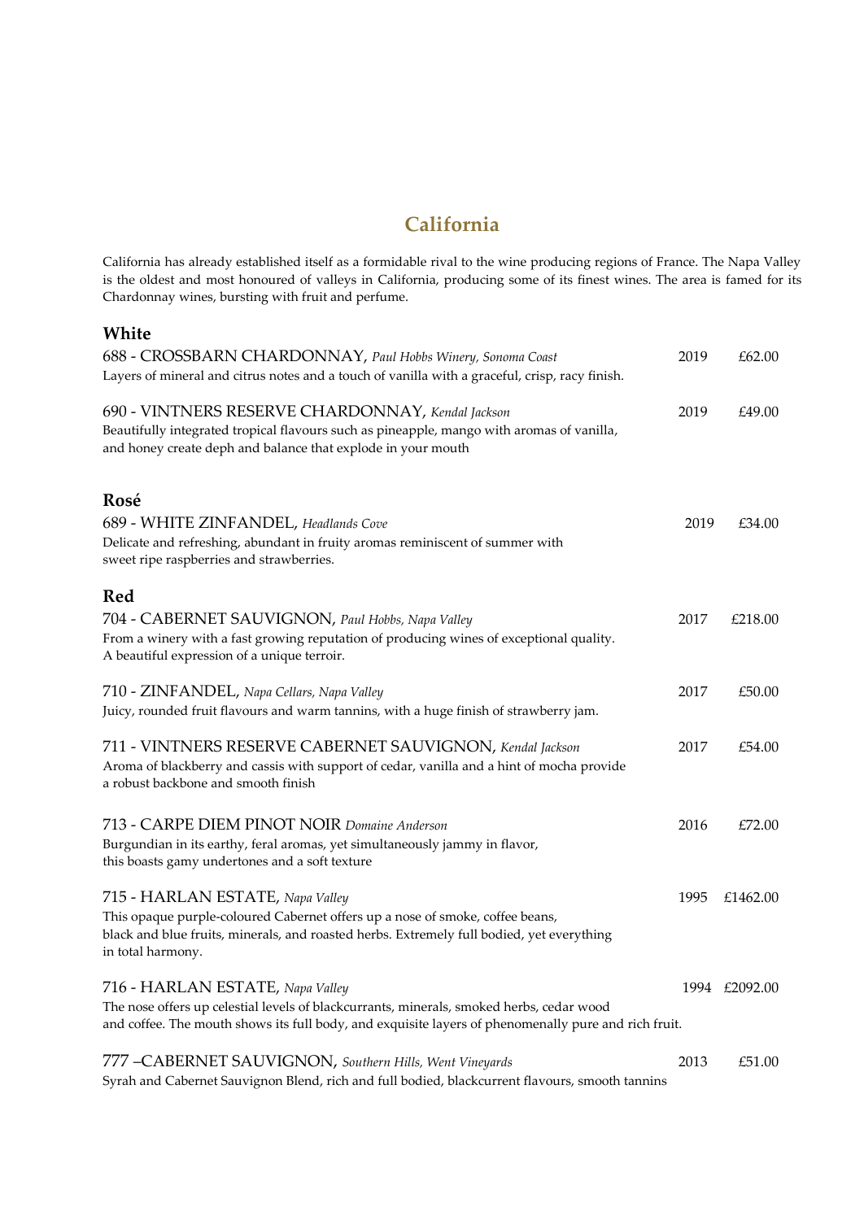# California

California has already established itself as a formidable rival to the wine producing regions of France. The Napa Valley is the oldest and most honoured of valleys in California, producing some of its finest wines. The area is famed for its Chardonnay wines, bursting with fruit and perfume.

## White

688 - CROSSBARN CHARDONNAY, *Paul Hobbs Winery, Sonoma Coast* — 2019 — £62.00
Layers of mineral and citrus notes and a touch of vanilla with a graceful, crisp, racy finish.

690 - VINTNERS RESERVE CHARDONNAY, *Kendal Jackson* — 2019 — £49.00
Beautifully integrated tropical flavours such as pineapple, mango with aromas of vanilla, and honey create deph and balance that explode in your mouth

## Rosé

689 - WHITE ZINFANDEL, *Headlands Cove* — 2019 — £34.00
Delicate and refreshing, abundant in fruity aromas reminiscent of summer with sweet ripe raspberries and strawberries.

## Red

704 - CABERNET SAUVIGNON, *Paul Hobbs, Napa Valley* — 2017 — £218.00
From a winery with a fast growing reputation of producing wines of exceptional quality. A beautiful expression of a unique terroir.

710 - ZINFANDEL, *Napa Cellars, Napa Valley* — 2017 — £50.00
Juicy, rounded fruit flavours and warm tannins, with a huge finish of strawberry jam.

711 - VINTNERS RESERVE CABERNET SAUVIGNON, *Kendal Jackson* — 2017 — £54.00
Aroma of blackberry and cassis with support of cedar, vanilla and a hint of mocha provide a robust backbone and smooth finish

713 - CARPE DIEM PINOT NOIR *Domaine Anderson* — 2016 — £72.00
Burgundian in its earthy, feral aromas, yet simultaneously jammy in flavor, this boasts gamy undertones and a soft texture

715 - HARLAN ESTATE, *Napa Valley* — 1995 — £1462.00
This opaque purple-coloured Cabernet offers up a nose of smoke, coffee beans, black and blue fruits, minerals, and roasted herbs. Extremely full bodied, yet everything in total harmony.

716 - HARLAN ESTATE, *Napa Valley* — 1994 — £2092.00
The nose offers up celestial levels of blackcurrants, minerals, smoked herbs, cedar wood and coffee. The mouth shows its full body, and exquisite layers of phenomenally pure and rich fruit.

777 –CABERNET SAUVIGNON, *Southern Hills, Went Vineyards* — 2013 — £51.00
Syrah and Cabernet Sauvignon Blend, rich and full bodied, blackcurrent flavours, smooth tannins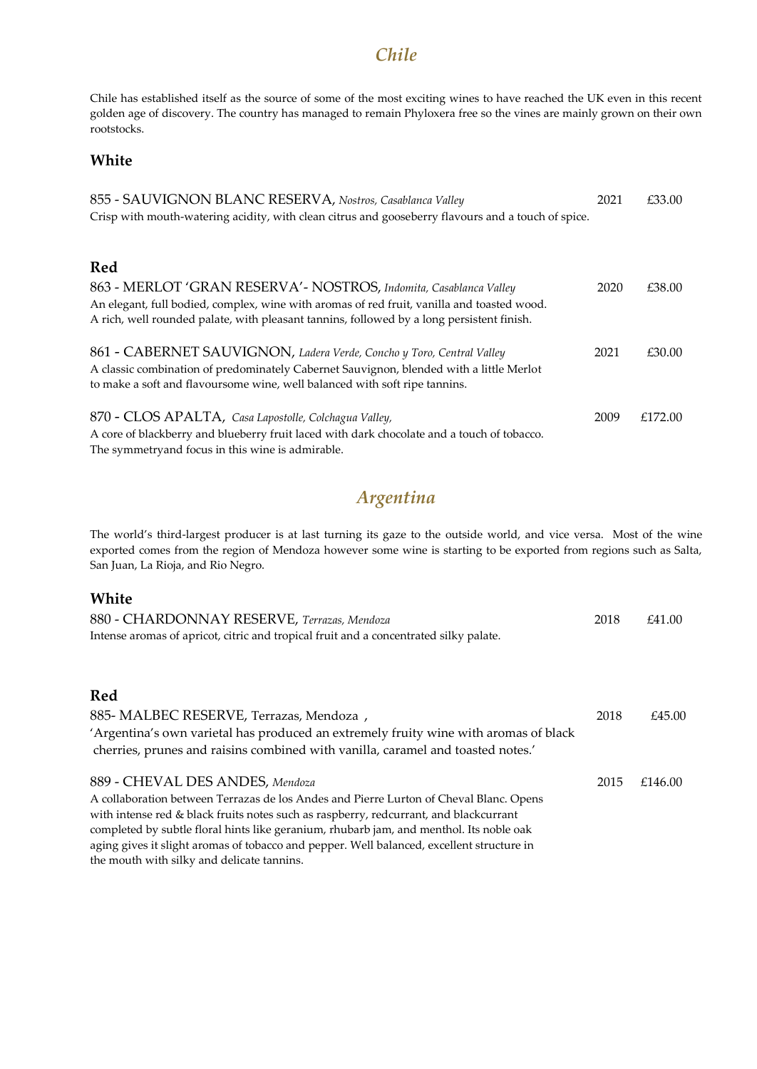## *Chile*

Chile has established itself as the source of some of the most exciting wines to have reached the UK even in this recent golden age of discovery. The country has managed to remain Phyloxera free so the vines are mainly grown on their own rootstocks.

### White

855 - SAUVIGNON BLANC RESERVA, *Nostros, Casablanca Valley* 2021 £33.00

Crisp with mouth-watering acidity, with clean citrus and gooseberry flavours and a touch of spice.

### Red

863 - MERLOT 'GRAN RESERVA'- NOSTROS, *Indomita, Casablanca Valley* 2020 £38.00

An elegant, full bodied, complex, wine with aromas of red fruit, vanilla and toasted wood. A rich, well rounded palate, with pleasant tannins, followed by a long persistent finish.

861 - CABERNET SAUVIGNON, *Ladera Verde, Concho y Toro, Central Valley* 2021 £30.00

A classic combination of predominately Cabernet Sauvignon, blended with a little Merlot to make a soft and flavoursome wine, well balanced with soft ripe tannins.

870 - CLOS APALTA, *Casa Lapostolle, Colchagua Valley,* 2009 £172.00

A core of blackberry and blueberry fruit laced with dark chocolate and a touch of tobacco. The symmetryand focus in this wine is admirable.

## *Argentina*

The world's third-largest producer is at last turning its gaze to the outside world, and vice versa. Most of the wine exported comes from the region of Mendoza however some wine is starting to be exported from regions such as Salta, San Juan, La Rioja, and Rio Negro.

### White

880 - CHARDONNAY RESERVE, *Terrazas, Mendoza* 2018 £41.00

Intense aromas of apricot, citric and tropical fruit and a concentrated silky palate.

### Red

885- MALBEC RESERVE, Terrazas, Mendoza , 2018 £45.00

'Argentina's own varietal has produced an extremely fruity wine with aromas of black cherries, prunes and raisins combined with vanilla, caramel and toasted notes.'

889 - CHEVAL DES ANDES, *Mendoza* 2015 £146.00

A collaboration between Terrazas de los Andes and Pierre Lurton of Cheval Blanc. Opens with intense red & black fruits notes such as raspberry, redcurrant, and blackcurrant completed by subtle floral hints like geranium, rhubarb jam, and menthol. Its noble oak aging gives it slight aromas of tobacco and pepper. Well balanced, excellent structure in the mouth with silky and delicate tannins.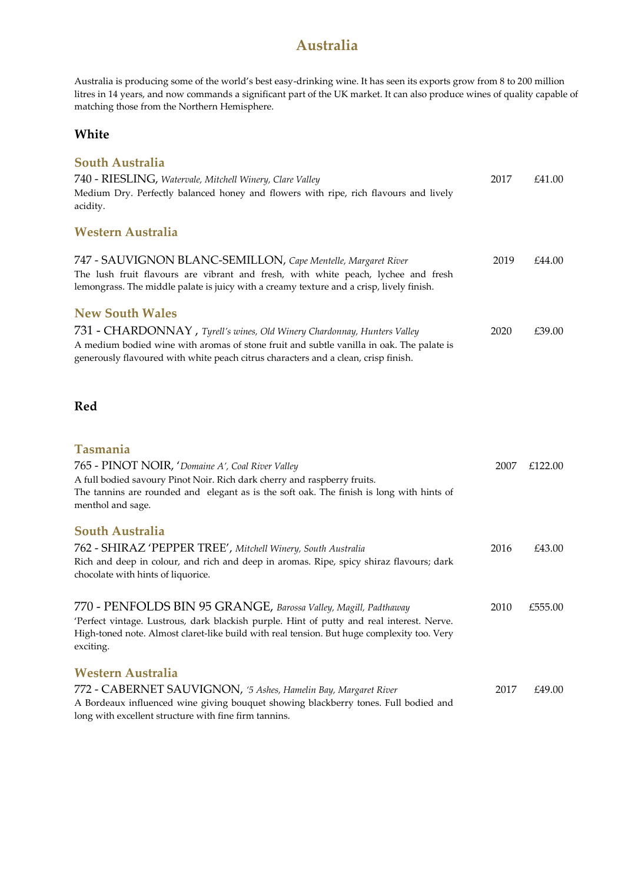# Australia

Australia is producing some of the world's best easy-drinking wine. It has seen its exports grow from 8 to 200 million litres in 14 years, and now commands a significant part of the UK market. It can also produce wines of quality capable of matching those from the Northern Hemisphere.

## White

### South Australia

740 - RIESLING, *Watervale, Mitchell Winery, Clare Valley* — 2017 — £41.00

Medium Dry. Perfectly balanced honey and flowers with ripe, rich flavours and lively acidity.

### Western Australia

747 - SAUVIGNON BLANC-SEMILLON, *Cape Mentelle, Margaret River* — 2019 — £44.00

The lush fruit flavours are vibrant and fresh, with white peach, lychee and fresh lemongrass. The middle palate is juicy with a creamy texture and a crisp, lively finish.

### New South Wales

731 - CHARDONNAY , *Tyrell's wines, Old Winery Chardonnay, Hunters Valley* — 2020 — £39.00

A medium bodied wine with aromas of stone fruit and subtle vanilla in oak. The palate is generously flavoured with white peach citrus characters and a clean, crisp finish.

## Red

### Tasmania

765 - PINOT NOIR, '*Domaine A', Coal River Valley* — 2007 — £122.00

A full bodied savoury Pinot Noir. Rich dark cherry and raspberry fruits.
The tannins are rounded and elegant as is the soft oak. The finish is long with hints of menthol and sage.

### South Australia

762 - SHIRAZ 'PEPPER TREE', *Mitchell Winery, South Australia* — 2016 — £43.00

Rich and deep in colour, and rich and deep in aromas. Ripe, spicy shiraz flavours; dark chocolate with hints of liquorice.

770 - PENFOLDS BIN 95 GRANGE, *Barossa Valley, Magill, Padthaway* — 2010 — £555.00

'Perfect vintage. Lustrous, dark blackish purple. Hint of putty and real interest. Nerve. High-toned note. Almost claret-like build with real tension. But huge complexity too. Very exciting.

### Western Australia

772 - CABERNET SAUVIGNON, *'5 Ashes, Hamelin Bay, Margaret River* — 2017 — £49.00

A Bordeaux influenced wine giving bouquet showing blackberry tones. Full bodied and long with excellent structure with fine firm tannins.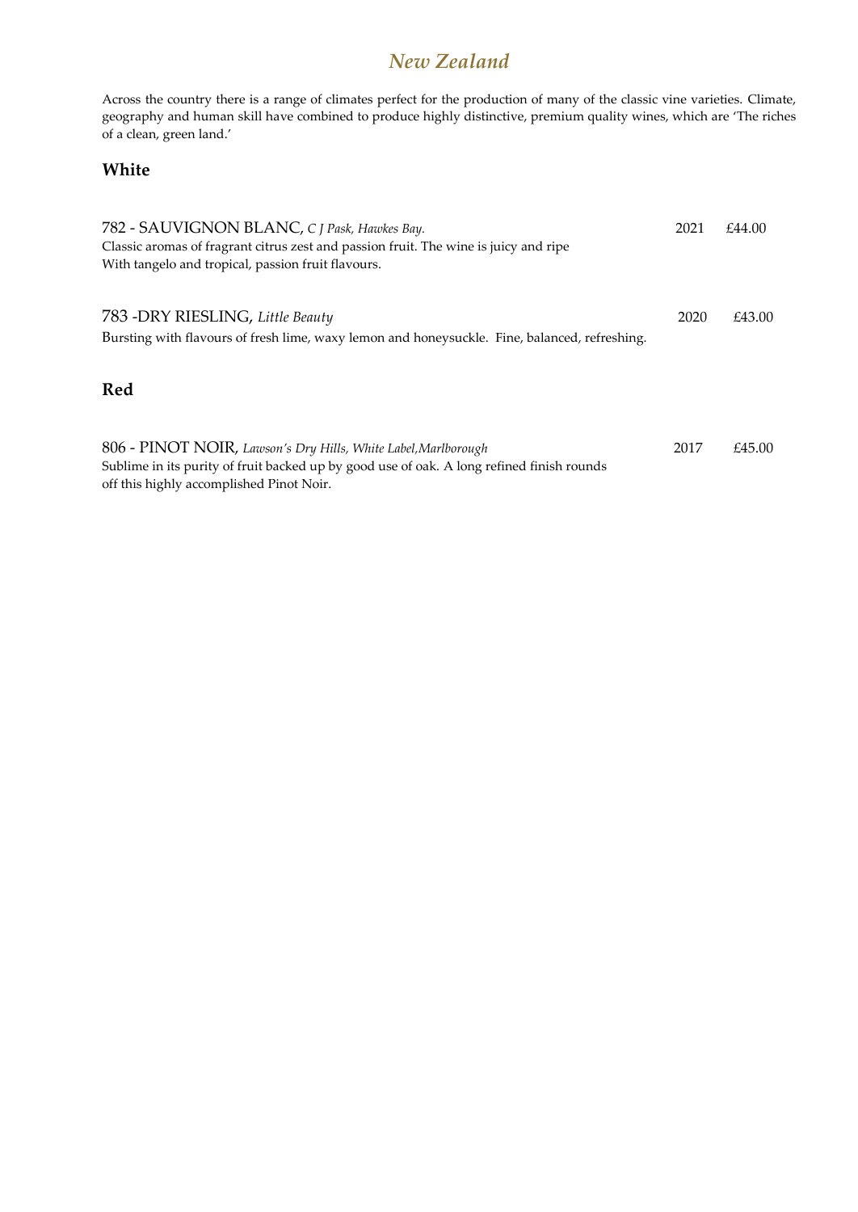# *New Zealand*

Across the country there is a range of climates perfect for the production of many of the classic vine varieties. Climate, geography and human skill have combined to produce highly distinctive, premium quality wines, which are 'The riches of a clean, green land.'

## White

782 - SAUVIGNON BLANC, *C J Pask, Hawkes Bay.* 2021 £44.00
Classic aromas of fragrant citrus zest and passion fruit. The wine is juicy and ripe
With tangelo and tropical, passion fruit flavours.

783 -DRY RIESLING, *Little Beauty* 2020 £43.00
Bursting with flavours of fresh lime, waxy lemon and honeysuckle. Fine, balanced, refreshing.

## Red

806 - PINOT NOIR, *Lawson's Dry Hills, White Label,Marlborough* 2017 £45.00
Sublime in its purity of fruit backed up by good use of oak. A long refined finish rounds
off this highly accomplished Pinot Noir.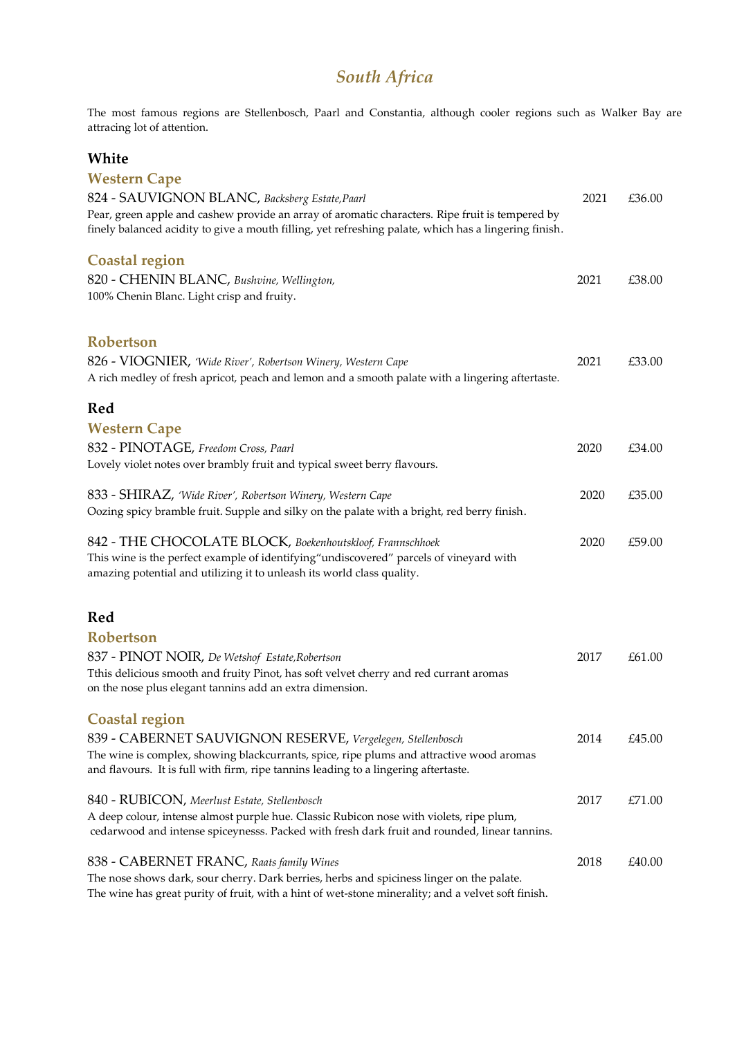# South Africa

The most famous regions are Stellenbosch, Paarl and Constantia, although cooler regions such as Walker Bay are attracing lot of attention.

## White

### Western Cape

824 - SAUVIGNON BLANC, *Backsberg Estate,Paarl* 2021 £36.00
Pear, green apple and cashew provide an array of aromatic characters. Ripe fruit is tempered by finely balanced acidity to give a mouth filling, yet refreshing palate, which has a lingering finish.

### Coastal region

820 - CHENIN BLANC, *Bushvine, Wellington,* 2021 £38.00
100% Chenin Blanc. Light crisp and fruity.

### Robertson

826 - VIOGNIER, *'Wide River', Robertson Winery, Western Cape* 2021 £33.00
A rich medley of fresh apricot, peach and lemon and a smooth palate with a lingering aftertaste.

## Red

### Western Cape

832 - PINOTAGE, *Freedom Cross, Paarl* 2020 £34.00
Lovely violet notes over brambly fruit and typical sweet berry flavours.

833 - SHIRAZ, *'Wide River', Robertson Winery, Western Cape* 2020 £35.00
Oozing spicy bramble fruit. Supple and silky on the palate with a bright, red berry finish.

842 - THE CHOCOLATE BLOCK, *Boekenhoutskloof, Frannschhoek* 2020 £59.00
This wine is the perfect example of identifying"undiscovered" parcels of vineyard with amazing potential and utilizing it to unleash its world class quality.

## Red

### Robertson

837 - PINOT NOIR, *De Wetshof Estate,Robertson* 2017 £61.00
Tthis delicious smooth and fruity Pinot, has soft velvet cherry and red currant aromas on the nose plus elegant tannins add an extra dimension.

### Coastal region

839 - CABERNET SAUVIGNON RESERVE, *Vergelegen, Stellenbosch* 2014 £45.00
The wine is complex, showing blackcurrants, spice, ripe plums and attractive wood aromas and flavours. It is full with firm, ripe tannins leading to a lingering aftertaste.

840 - RUBICON, *Meerlust Estate, Stellenbosch* 2017 £71.00
A deep colour, intense almost purple hue. Classic Rubicon nose with violets, ripe plum, cedarwood and intense spiceynesss. Packed with fresh dark fruit and rounded, linear tannins.

838 - CABERNET FRANC, *Raats family Wines* 2018 £40.00
The nose shows dark, sour cherry. Dark berries, herbs and spiciness linger on the palate. The wine has great purity of fruit, with a hint of wet-stone minerality; and a velvet soft finish.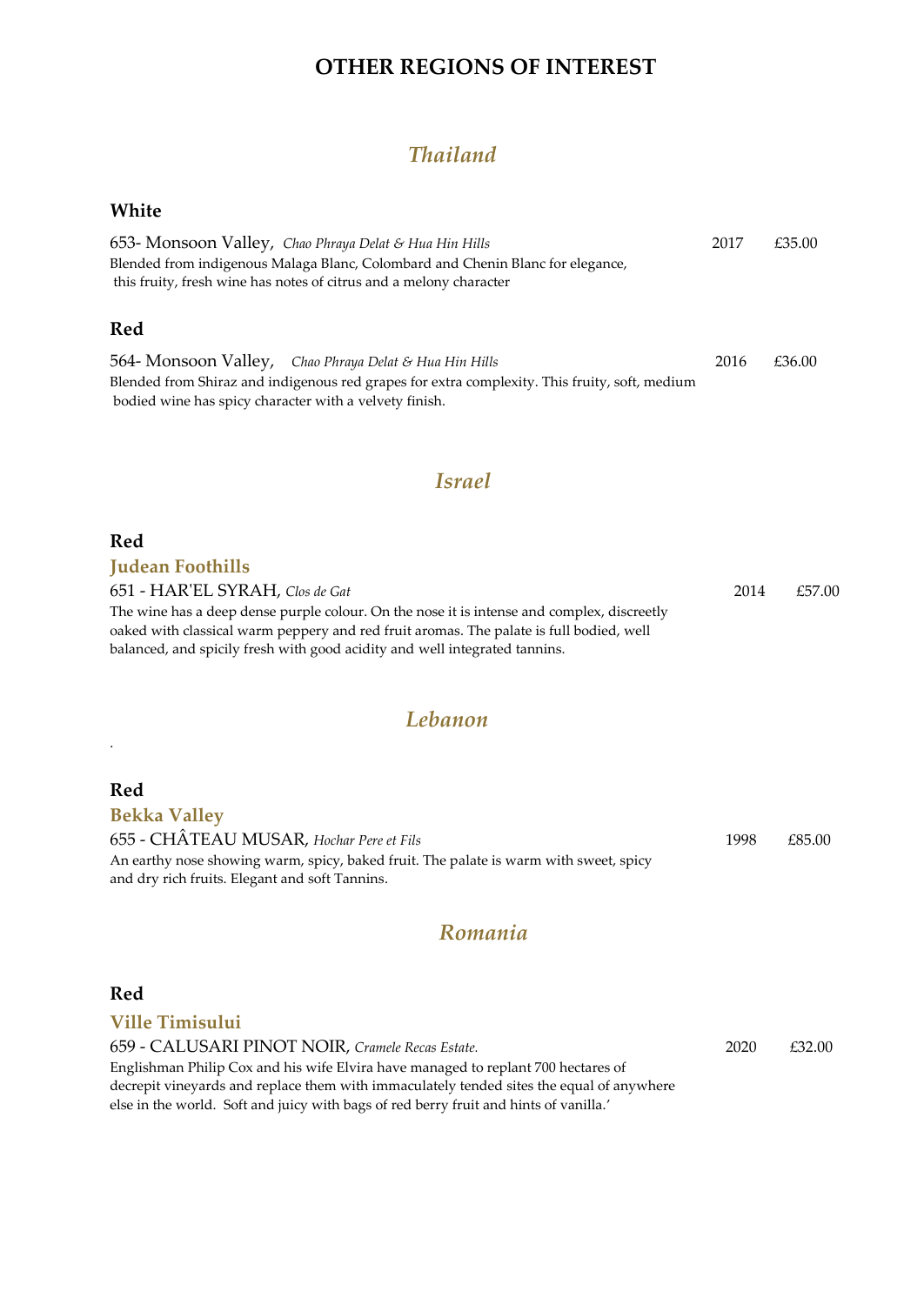# OTHER REGIONS OF INTEREST

## *Thailand*

### White

653- Monsoon Valley, *Chao Phraya Delat & Hua Hin Hills* 2017 £35.00

Blended from indigenous Malaga Blanc, Colombard and Chenin Blanc for elegance, this fruity, fresh wine has notes of citrus and a melony character

### Red

564- Monsoon Valley, *Chao Phraya Delat & Hua Hin Hills* 2016 £36.00

Blended from Shiraz and indigenous red grapes for extra complexity. This fruity, soft, medium bodied wine has spicy character with a velvety finish.

## *Israel*

### Red

**Judean Foothills**

651 - HAR'EL SYRAH, *Clos de Gat* 2014 £57.00

The wine has a deep dense purple colour. On the nose it is intense and complex, discreetly oaked with classical warm peppery and red fruit aromas. The palate is full bodied, well balanced, and spicily fresh with good acidity and well integrated tannins.

## *Lebanon*

.

### Red

**Bekka Valley**

655 - CHÂTEAU MUSAR, *Hochar Pere et Fils* 1998 £85.00

An earthy nose showing warm, spicy, baked fruit. The palate is warm with sweet, spicy and dry rich fruits. Elegant and soft Tannins.

## *Romania*

### Red

**Ville Timisului**

659 - CALUSARI PINOT NOIR, *Cramele Recas Estate.* 2020 £32.00

Englishman Philip Cox and his wife Elvira have managed to replant 700 hectares of decrepit vineyards and replace them with immaculately tended sites the equal of anywhere else in the world. Soft and juicy with bags of red berry fruit and hints of vanilla.'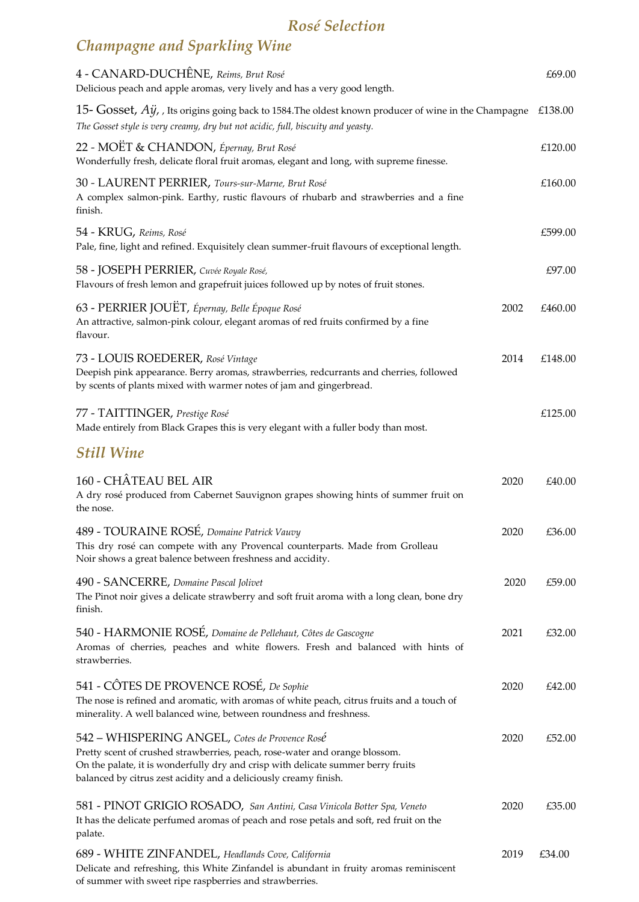# *Rosé Selection*

## *Champagne and Sparkling Wine*

4 - CANARD-DUCHÊNE, *Reims, Brut Rosé* £69.00
Delicious peach and apple aromas, very lively and has a very good length.

15- Gosset, *Aÿ*, , Its origins going back to 1584.The oldest known producer of wine in the Champagne £138.00
*The Gosset style is very creamy, dry but not acidic, full, biscuity and yeasty.*

22 - MOËT & CHANDON, *Épernay, Brut Rosé* £120.00
Wonderfully fresh, delicate floral fruit aromas, elegant and long, with supreme finesse.

30 - LAURENT PERRIER, *Tours-sur-Marne, Brut Rosé* £160.00
A complex salmon-pink. Earthy, rustic flavours of rhubarb and strawberries and a fine finish.

54 - KRUG, *Reims, Rosé* £599.00
Pale, fine, light and refined. Exquisitely clean summer-fruit flavours of exceptional length.

58 - JOSEPH PERRIER, *Cuvée Royale Rosé,* £97.00
Flavours of fresh lemon and grapefruit juices followed up by notes of fruit stones.

63 - PERRIER JOUËT, *Épernay, Belle Époque Rosé* 2002 £460.00
An attractive, salmon-pink colour, elegant aromas of red fruits confirmed by a fine flavour.

73 - LOUIS ROEDERER, *Rosé Vintage* 2014 £148.00
Deepish pink appearance. Berry aromas, strawberries, redcurrants and cherries, followed by scents of plants mixed with warmer notes of jam and gingerbread.

77 - TAITTINGER, *Prestige Rosé* £125.00
Made entirely from Black Grapes this is very elegant with a fuller body than most.

## *Still Wine*

160 - CHÂTEAU BEL AIR 2020 £40.00
A dry rosé produced from Cabernet Sauvignon grapes showing hints of summer fruit on the nose.

489 - TOURAINE ROSÉ, *Domaine Patrick Vauvy* 2020 £36.00
This dry rosé can compete with any Provencal counterparts. Made from Grolleau Noir shows a great balance between freshness and accidity.

490 - SANCERRE, *Domaine Pascal Jolivet* 2020 £59.00
The Pinot noir gives a delicate strawberry and soft fruit aroma with a long clean, bone dry finish.

540 - HARMONIE ROSÉ, *Domaine de Pellehaut, Côtes de Gascogne* 2021 £32.00
Aromas of cherries, peaches and white flowers. Fresh and balanced with hints of strawberries.

541 - CÔTES DE PROVENCE ROSÉ, *De Sophie* 2020 £42.00
The nose is refined and aromatic, with aromas of white peach, citrus fruits and a touch of minerality. A well balanced wine, between roundness and freshness.

542 – WHISPERING ANGEL, *Cotes de Provence Rosé* 2020 £52.00
Pretty scent of crushed strawberries, peach, rose-water and orange blossom.
On the palate, it is wonderfully dry and crisp with delicate summer berry fruits balanced by citrus zest acidity and a deliciously creamy finish.

581 - PINOT GRIGIO ROSADO, *San Antini, Casa Vinicola Botter Spa, Veneto* 2020 £35.00
It has the delicate perfumed aromas of peach and rose petals and soft, red fruit on the palate.

689 - WHITE ZINFANDEL, *Headlands Cove, California* 2019 £34.00
Delicate and refreshing, this White Zinfandel is abundant in fruity aromas reminiscent of summer with sweet ripe raspberries and strawberries.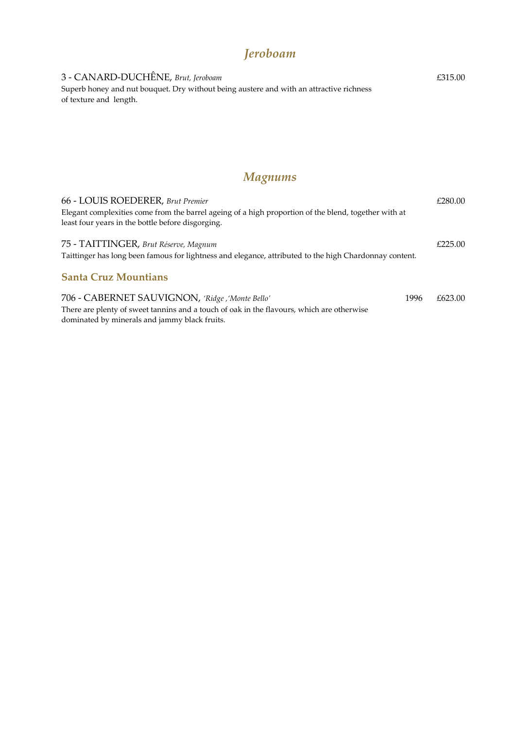## *Jeroboam*

3 - CANARD-DUCHÊNE, *Brut, Jeroboam* £315.00

Superb honey and nut bouquet. Dry without being austere and with an attractive richness of texture and length.

## *Magnums*

66 - LOUIS ROEDERER, *Brut Premier* £280.00

Elegant complexities come from the barrel ageing of a high proportion of the blend, together with at least four years in the bottle before disgorging.

75 - TAITTINGER, *Brut Réserve, Magnum* £225.00

Taittinger has long been famous for lightness and elegance, attributed to the high Chardonnay content.

### Santa Cruz Mountians

706 - CABERNET SAUVIGNON, *'Ridge ,'Monte Bello'* 1996 £623.00

There are plenty of sweet tannins and a touch of oak in the flavours, which are otherwise dominated by minerals and jammy black fruits.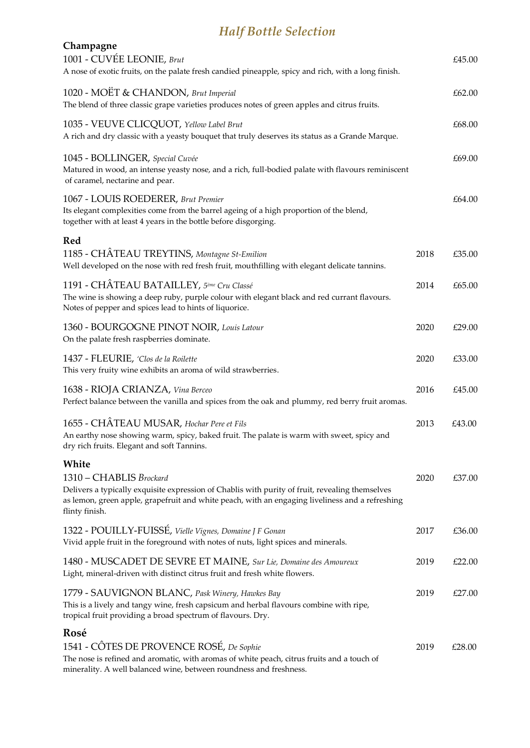# *Half Bottle Selection*

## Champagne

1001 - CUVÉE LEONIE, *Brut* — £45.00
A nose of exotic fruits, on the palate fresh candied pineapple, spicy and rich, with a long finish.

1020 - MOËT & CHANDON, *Brut Imperial* — £62.00
The blend of three classic grape varieties produces notes of green apples and citrus fruits.

1035 - VEUVE CLICQUOT, *Yellow Label Brut* — £68.00
A rich and dry classic with a yeasty bouquet that truly deserves its status as a Grande Marque.

1045 - BOLLINGER, *Special Cuvée* — £69.00
Matured in wood, an intense yeasty nose, and a rich, full-bodied palate with flavours reminiscent of caramel, nectarine and pear.

1067 - LOUIS ROEDERER, *Brut Premier* — £64.00
Its elegant complexities come from the barrel ageing of a high proportion of the blend, together with at least 4 years in the bottle before disgorging.

## Red

1185 - CHÂTEAU TREYTINS, *Montagne St-Emilion* — 2018 — £35.00
Well developed on the nose with red fresh fruit, mouthfilling with elegant delicate tannins.

1191 - CHÂTEAU BATAILLEY, *5ème Cru Classé* — 2014 — £65.00
The wine is showing a deep ruby, purple colour with elegant black and red currant flavours. Notes of pepper and spices lead to hints of liquorice.

1360 - BOURGOGNE PINOT NOIR, *Louis Latour* — 2020 — £29.00
On the palate fresh raspberries dominate.

1437 - FLEURIE, *'Clos de la Roilette* — 2020 — £33.00
This very fruity wine exhibits an aroma of wild strawberries.

1638 - RIOJA CRIANZA, *Vina Berceo* — 2016 — £45.00
Perfect balance between the vanilla and spices from the oak and plummy, red berry fruit aromas.

1655 - CHÂTEAU MUSAR, *Hochar Pere et Fils* — 2013 — £43.00
An earthy nose showing warm, spicy, baked fruit. The palate is warm with sweet, spicy and dry rich fruits. Elegant and soft Tannins.

## White

1310 – CHABLIS *Brockard* — 2020 — £37.00
Delivers a typically exquisite expression of Chablis with purity of fruit, revealing themselves as lemon, green apple, grapefruit and white peach, with an engaging liveliness and a refreshing flinty finish.

1322 - POUILLY-FUISSÉ, *Vielle Vignes, Domaine J F Gonan* — 2017 — £36.00
Vivid apple fruit in the foreground with notes of nuts, light spices and minerals.

1480 - MUSCADET DE SEVRE ET MAINE, *Sur Lie, Domaine des Amoureux* — 2019 — £22.00
Light, mineral-driven with distinct citrus fruit and fresh white flowers.

1779 - SAUVIGNON BLANC, *Pask Winery, Hawkes Bay* — 2019 — £27.00
This is a lively and tangy wine, fresh capsicum and herbal flavours combine with ripe, tropical fruit providing a broad spectrum of flavours. Dry.

## Rosé

1541 - CÔTES DE PROVENCE ROSÉ, *De Sophie* — 2019 — £28.00
The nose is refined and aromatic, with aromas of white peach, citrus fruits and a touch of minerality. A well balanced wine, between roundness and freshness.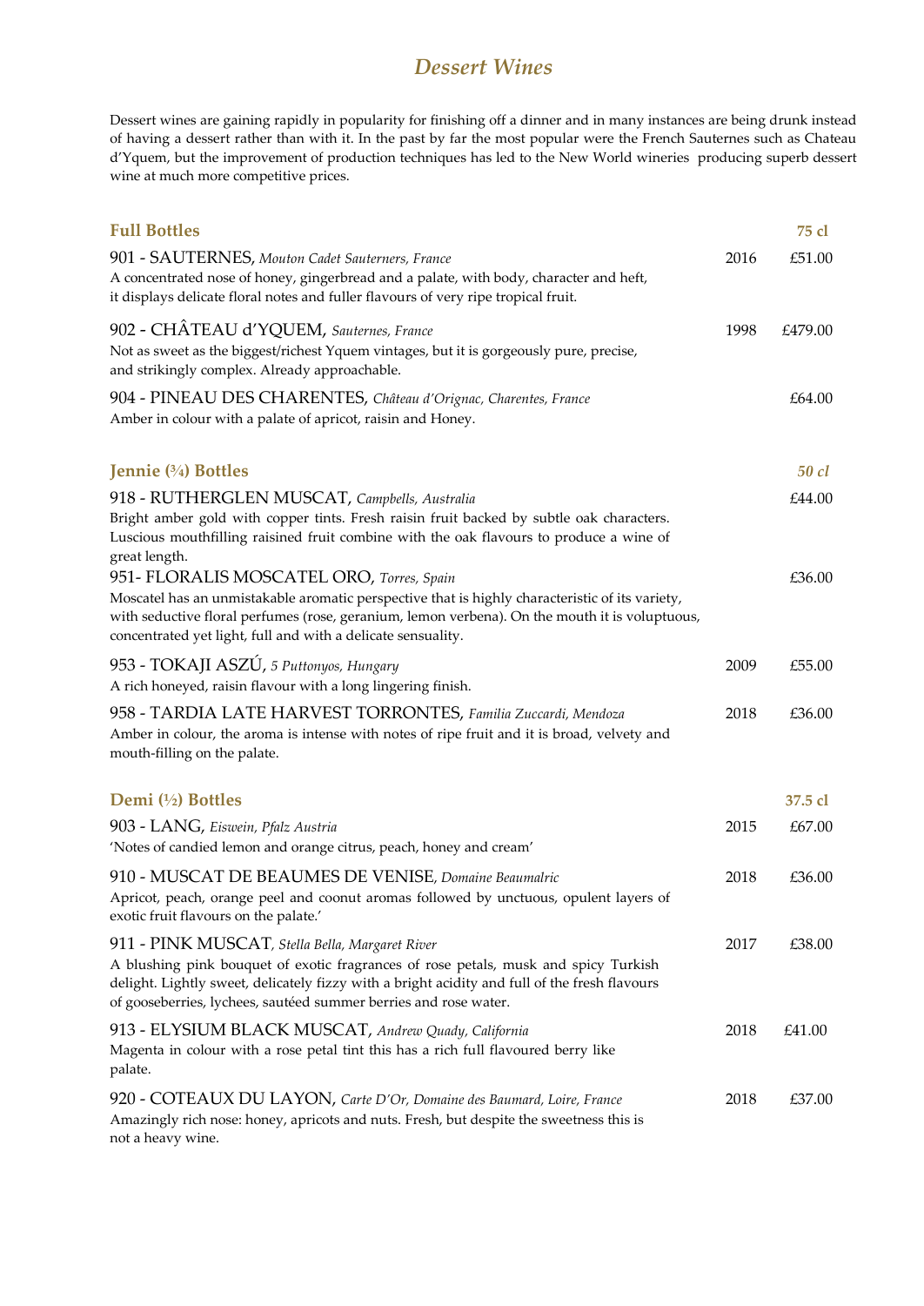# *Dessert Wines*

Dessert wines are gaining rapidly in popularity for finishing off a dinner and in many instances are being drunk instead of having a dessert rather than with it. In the past by far the most popular were the French Sauternes such as Chateau d'Yquem, but the improvement of production techniques has led to the New World wineries producing superb dessert wine at much more competitive prices.

## Full Bottles — 75 cl

**901 - SAUTERNES,** *Mouton Cadet Sauterners, France* — 2016 — £51.00
A concentrated nose of honey, gingerbread and a palate, with body, character and heft, it displays delicate floral notes and fuller flavours of very ripe tropical fruit.

**902 - CHÂTEAU d'YQUEM,** *Sauternes, France* — 1998 — £479.00
Not as sweet as the biggest/richest Yquem vintages, but it is gorgeously pure, precise, and strikingly complex. Already approachable.

**904 - PINEAU DES CHARENTES,** *Château d'Orignac, Charentes, France* — £64.00
Amber in colour with a palate of apricot, raisin and Honey.

## Jennie (¾) Bottles — *50 cl*

**918 - RUTHERGLEN MUSCAT,** *Campbells, Australia* — £44.00
Bright amber gold with copper tints. Fresh raisin fruit backed by subtle oak characters. Luscious mouthfilling raisined fruit combine with the oak flavours to produce a wine of great length.

**951- FLORALIS MOSCATEL ORO,** *Torres, Spain* — £36.00
Moscatel has an unmistakable aromatic perspective that is highly characteristic of its variety, with seductive floral perfumes (rose, geranium, lemon verbena). On the mouth it is voluptuous, concentrated yet light, full and with a delicate sensuality.

**953 - TOKAJI ASZÚ,** *5 Puttonyos, Hungary* — 2009 — £55.00
A rich honeyed, raisin flavour with a long lingering finish.

**958 - TARDIA LATE HARVEST TORRONTES,** *Familia Zuccardi, Mendoza* — 2018 — £36.00
Amber in colour, the aroma is intense with notes of ripe fruit and it is broad, velvety and mouth-filling on the palate.

## Demi (½) Bottles — 37.5 cl

**903 - LANG,** *Eiswein, Pfalz Austria* — 2015 — £67.00
'Notes of candied lemon and orange citrus, peach, honey and cream'

**910 - MUSCAT DE BEAUMES DE VENISE,** *Domaine Beaumalric* — 2018 — £36.00
Apricot, peach, orange peel and coonut aromas followed by unctuous, opulent layers of exotic fruit flavours on the palate.'

**911 - PINK MUSCAT**, *Stella Bella, Margaret River* — 2017 — £38.00
A blushing pink bouquet of exotic fragrances of rose petals, musk and spicy Turkish delight. Lightly sweet, delicately fizzy with a bright acidity and full of the fresh flavours of gooseberries, lychees, sautéed summer berries and rose water.

**913 - ELYSIUM BLACK MUSCAT,** *Andrew Quady, California* — 2018 — £41.00
Magenta in colour with a rose petal tint this has a rich full flavoured berry like palate.

**920 - COTEAUX DU LAYON,** *Carte D'Or, Domaine des Baumard, Loire, France* — 2018 — £37.00
Amazingly rich nose: honey, apricots and nuts. Fresh, but despite the sweetness this is not a heavy wine.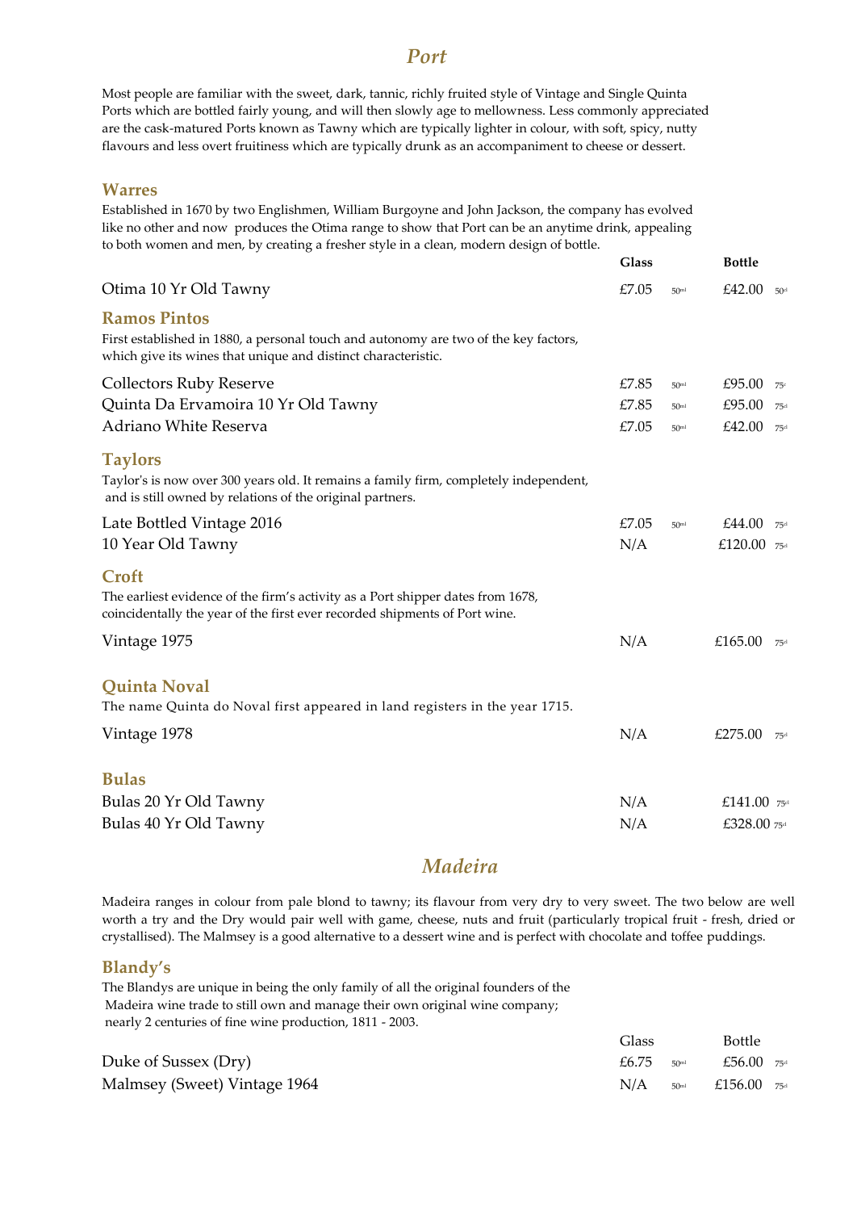# *Port*

Most people are familiar with the sweet, dark, tannic, richly fruited style of Vintage and Single Quinta Ports which are bottled fairly young, and will then slowly age to mellowness. Less commonly appreciated are the cask-matured Ports known as Tawny which are typically lighter in colour, with soft, spicy, nutty flavours and less overt fruitiness which are typically drunk as an accompaniment to cheese or dessert.

## Warres

Established in 1670 by two Englishmen, William Burgoyne and John Jackson, the company has evolved like no other and now produces the Otima range to show that Port can be an anytime drink, appealing to both women and men, by creating a fresher style in a clean, modern design of bottle.

| | Glass | | Bottle | |
|---|---|---|---|---|
| Otima 10 Yr Old Tawny | £7.05 | 50ml | £42.00 | 50cl |

## Ramos Pintos

First established in 1880, a personal touch and autonomy are two of the key factors, which give its wines that unique and distinct characteristic.

| | | | | |
|---|---|---|---|---|
| Collectors Ruby Reserve | £7.85 | 50ml | £95.00 | 75cl |
| Quinta Da Ervamoira 10 Yr Old Tawny | £7.85 | 50ml | £95.00 | 75cl |
| Adriano White Reserva | £7.05 | 50ml | £42.00 | 75cl |

## Taylors

Taylor's is now over 300 years old. It remains a family firm, completely independent, and is still owned by relations of the original partners.

| | | | | |
|---|---|---|---|---|
| Late Bottled Vintage 2016 | £7.05 | 50ml | £44.00 | 75cl |
| 10 Year Old Tawny | N/A | | £120.00 | 75cl |

## Croft

The earliest evidence of the firm's activity as a Port shipper dates from 1678, coincidentally the year of the first ever recorded shipments of Port wine.

| | | | | |
|---|---|---|---|---|
| Vintage 1975 | N/A | | £165.00 | 75cl |

## Quinta Noval

The name Quinta do Noval first appeared in land registers in the year 1715.

| | | | | |
|---|---|---|---|---|
| Vintage 1978 | N/A | | £275.00 | 75cl |

## Bulas

| | | | | |
|---|---|---|---|---|
| Bulas 20 Yr Old Tawny | N/A | | £141.00 | 75cl |
| Bulas 40 Yr Old Tawny | N/A | | £328.00 | 75cl |

# *Madeira*

Madeira ranges in colour from pale blond to tawny; its flavour from very dry to very sweet. The two below are well worth a try and the Dry would pair well with game, cheese, nuts and fruit (particularly tropical fruit - fresh, dried or crystallised). The Malmsey is a good alternative to a dessert wine and is perfect with chocolate and toffee puddings.

## Blandy's

The Blandys are unique in being the only family of all the original founders of the Madeira wine trade to still own and manage their own original wine company; nearly 2 centuries of fine wine production, 1811 - 2003.

| | Glass | | Bottle | |
|---|---|---|---|---|
| Duke of Sussex (Dry) | £6.75 | 50ml | £56.00 | 75cl |
| Malmsey (Sweet) Vintage 1964 | N/A | 50ml | £156.00 | 75cl |